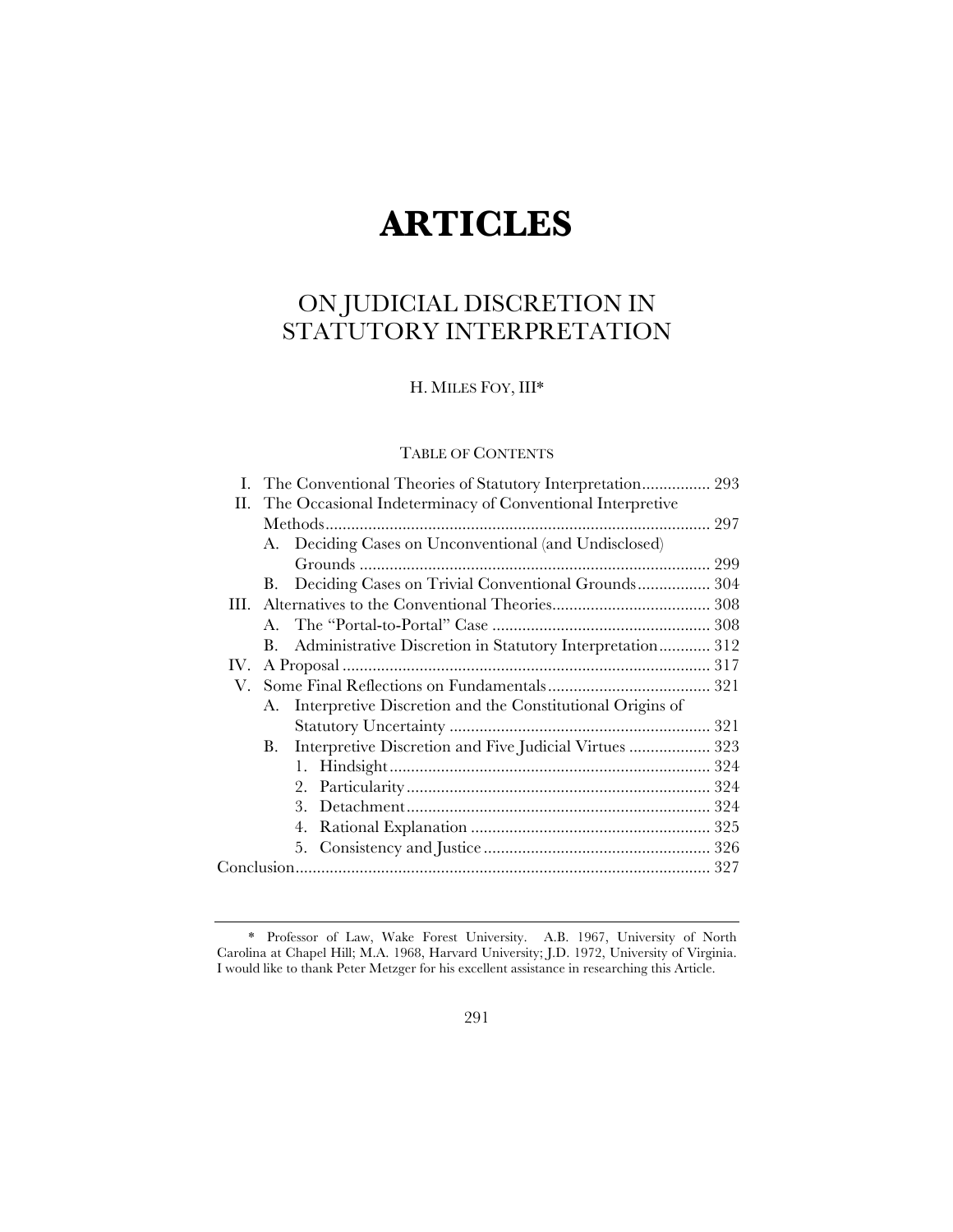# ARTICLES

## ON JUDICIAL DISCRETION IN STATUTORY INTERPRETATION

H. MILES FOY, III*

TABLE OF CONTENTS

I. The Conventional Theories of Statutory Interpretation................ 293

II. The Occasional Indeterminacy of Conventional Interpretive Methods.......................................................................................... 297

- A. Deciding Cases on Unconventional (and Undisclosed) Grounds ................................................................................. 299
- B. Deciding Cases on Trivial Conventional Grounds................. 304

III. Alternatives to the Conventional Theories..................................... 308

- A. The "Portal-to-Portal" Case ................................................... 308
- B. Administrative Discretion in Statutory Interpretation............ 312

IV. A Proposal ...................................................................................... 317

V. Some Final Reflections on Fundamentals...................................... 321

- A. Interpretive Discretion and the Constitutional Origins of Statutory Uncertainty ............................................................. 321
- B. Interpretive Discretion and Five Judicial Virtues ................... 323
  1. Hindsight........................................................................... 324
  2. Particularity....................................................................... 324
  3. Detachment....................................................................... 324
  4. Rational Explanation ........................................................ 325
  5. Consistency and Justice..................................................... 326

Conclusion................................................................................................ 327

---

\* Professor of Law, Wake Forest University. A.B. 1967, University of North Carolina at Chapel Hill; M.A. 1968, Harvard University; J.D. 1972, University of Virginia. I would like to thank Peter Metzger for his excellent assistance in researching this Article.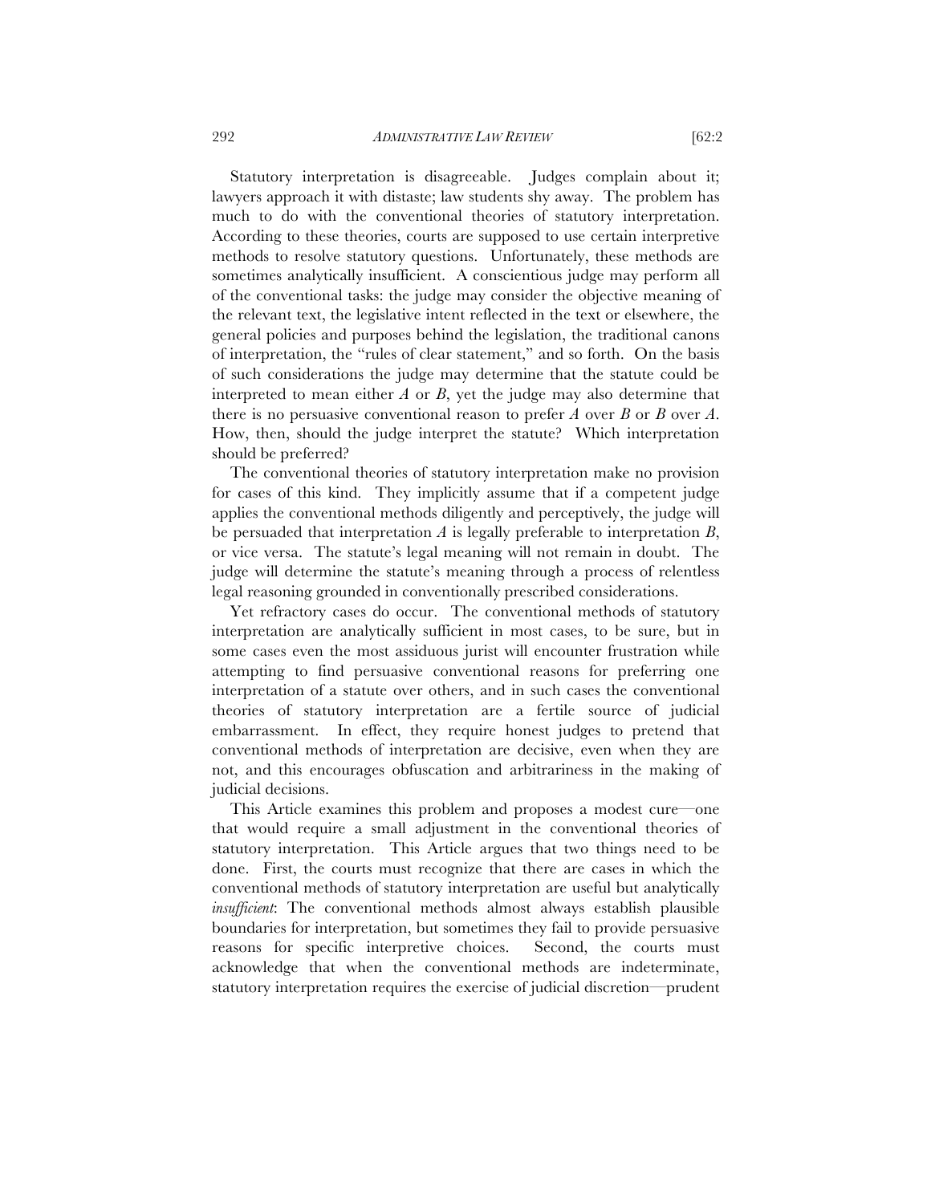Statutory interpretation is disagreeable. Judges complain about it; lawyers approach it with distaste; law students shy away. The problem has much to do with the conventional theories of statutory interpretation. According to these theories, courts are supposed to use certain interpretive methods to resolve statutory questions. Unfortunately, these methods are sometimes analytically insufficient. A conscientious judge may perform all of the conventional tasks: the judge may consider the objective meaning of the relevant text, the legislative intent reflected in the text or elsewhere, the general policies and purposes behind the legislation, the traditional canons of interpretation, the "rules of clear statement," and so forth. On the basis of such considerations the judge may determine that the statute could be interpreted to mean either *A* or *B*, yet the judge may also determine that there is no persuasive conventional reason to prefer *A* over *B* or *B* over *A*. How, then, should the judge interpret the statute? Which interpretation should be preferred?

The conventional theories of statutory interpretation make no provision for cases of this kind. They implicitly assume that if a competent judge applies the conventional methods diligently and perceptively, the judge will be persuaded that interpretation *A* is legally preferable to interpretation *B*, or vice versa. The statute's legal meaning will not remain in doubt. The judge will determine the statute's meaning through a process of relentless legal reasoning grounded in conventionally prescribed considerations.

Yet refractory cases do occur. The conventional methods of statutory interpretation are analytically sufficient in most cases, to be sure, but in some cases even the most assiduous jurist will encounter frustration while attempting to find persuasive conventional reasons for preferring one interpretation of a statute over others, and in such cases the conventional theories of statutory interpretation are a fertile source of judicial embarrassment. In effect, they require honest judges to pretend that conventional methods of interpretation are decisive, even when they are not, and this encourages obfuscation and arbitrariness in the making of judicial decisions.

This Article examines this problem and proposes a modest cure—one that would require a small adjustment in the conventional theories of statutory interpretation. This Article argues that two things need to be done. First, the courts must recognize that there are cases in which the conventional methods of statutory interpretation are useful but analytically *insufficient*: The conventional methods almost always establish plausible boundaries for interpretation, but sometimes they fail to provide persuasive reasons for specific interpretive choices. Second, the courts must acknowledge that when the conventional methods are indeterminate, statutory interpretation requires the exercise of judicial discretion—prudent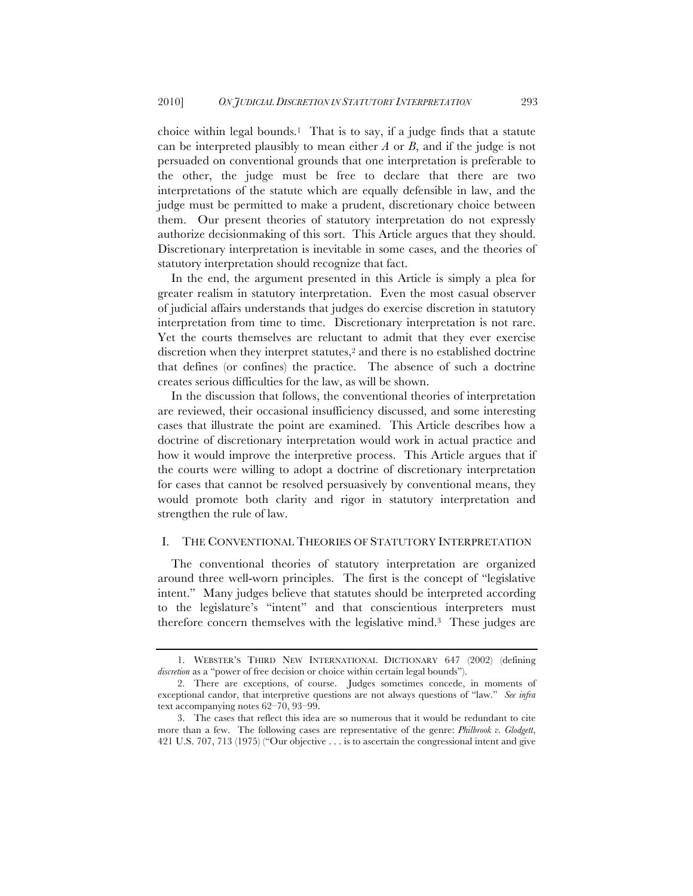choice within legal bounds.[1] That is to say, if a judge finds that a statute can be interpreted plausibly to mean either *A* or *B*, and if the judge is not persuaded on conventional grounds that one interpretation is preferable to the other, the judge must be free to declare that there are two interpretations of the statute which are equally defensible in law, and the judge must be permitted to make a prudent, discretionary choice between them. Our present theories of statutory interpretation do not expressly authorize decisionmaking of this sort. This Article argues that they should. Discretionary interpretation is inevitable in some cases, and the theories of statutory interpretation should recognize that fact.

In the end, the argument presented in this Article is simply a plea for greater realism in statutory interpretation. Even the most casual observer of judicial affairs understands that judges do exercise discretion in statutory interpretation from time to time. Discretionary interpretation is not rare. Yet the courts themselves are reluctant to admit that they ever exercise discretion when they interpret statutes,[2] and there is no established doctrine that defines (or confines) the practice. The absence of such a doctrine creates serious difficulties for the law, as will be shown.

In the discussion that follows, the conventional theories of interpretation are reviewed, their occasional insufficiency discussed, and some interesting cases that illustrate the point are examined. This Article describes how a doctrine of discretionary interpretation would work in actual practice and how it would improve the interpretive process. This Article argues that if the courts were willing to adopt a doctrine of discretionary interpretation for cases that cannot be resolved persuasively by conventional means, they would promote both clarity and rigor in statutory interpretation and strengthen the rule of law.

## I. THE CONVENTIONAL THEORIES OF STATUTORY INTERPRETATION

The conventional theories of statutory interpretation are organized around three well-worn principles. The first is the concept of "legislative intent." Many judges believe that statutes should be interpreted according to the legislature's "intent" and that conscientious interpreters must therefore concern themselves with the legislative mind.[3] These judges are

---

1. WEBSTER'S THIRD NEW INTERNATIONAL DICTIONARY 647 (2002) (defining *discretion* as a "power of free decision or choice within certain legal bounds").

2. There are exceptions, of course. Judges sometimes concede, in moments of exceptional candor, that interpretive questions are not always questions of "law." *See infra* text accompanying notes 62–70, 93–99.

3. The cases that reflect this idea are so numerous that it would be redundant to cite more than a few. The following cases are representative of the genre: *Philbrook v. Glodgett*, 421 U.S. 707, 713 (1975) ("Our objective . . . is to ascertain the congressional intent and give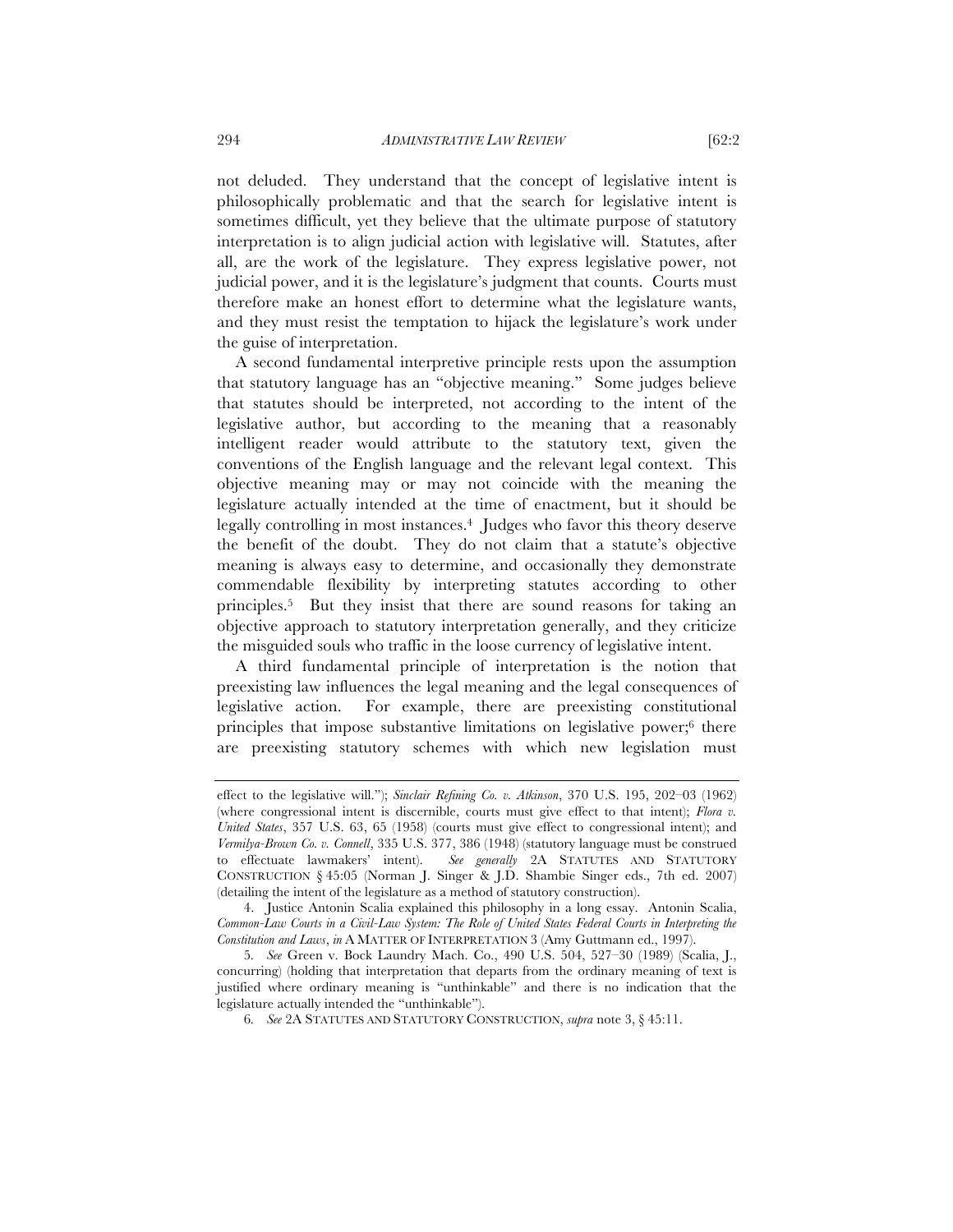not deluded. They understand that the concept of legislative intent is philosophically problematic and that the search for legislative intent is sometimes difficult, yet they believe that the ultimate purpose of statutory interpretation is to align judicial action with legislative will. Statutes, after all, are the work of the legislature. They express legislative power, not judicial power, and it is the legislature's judgment that counts. Courts must therefore make an honest effort to determine what the legislature wants, and they must resist the temptation to hijack the legislature's work under the guise of interpretation.

A second fundamental interpretive principle rests upon the assumption that statutory language has an "objective meaning." Some judges believe that statutes should be interpreted, not according to the intent of the legislative author, but according to the meaning that a reasonably intelligent reader would attribute to the statutory text, given the conventions of the English language and the relevant legal context. This objective meaning may or may not coincide with the meaning the legislature actually intended at the time of enactment, but it should be legally controlling in most instances.[4] Judges who favor this theory deserve the benefit of the doubt. They do not claim that a statute's objective meaning is always easy to determine, and occasionally they demonstrate commendable flexibility by interpreting statutes according to other principles.[5] But they insist that there are sound reasons for taking an objective approach to statutory interpretation generally, and they criticize the misguided souls who traffic in the loose currency of legislative intent.

A third fundamental principle of interpretation is the notion that preexisting law influences the legal meaning and the legal consequences of legislative action. For example, there are preexisting constitutional principles that impose substantive limitations on legislative power;[6] there are preexisting statutory schemes with which new legislation must

---

effect to the legislative will."); *Sinclair Refining Co. v. Atkinson*, 370 U.S. 195, 202–03 (1962) (where congressional intent is discernible, courts must give effect to that intent); *Flora v. United States*, 357 U.S. 63, 65 (1958) (courts must give effect to congressional intent); and *Vermilya-Brown Co. v. Connell*, 335 U.S. 377, 386 (1948) (statutory language must be construed to effectuate lawmakers' intent). *See generally* 2A STATUTES AND STATUTORY CONSTRUCTION § 45:05 (Norman J. Singer & J.D. Shambie Singer eds., 7th ed. 2007) (detailing the intent of the legislature as a method of statutory construction).

4. Justice Antonin Scalia explained this philosophy in a long essay. Antonin Scalia, *Common-Law Courts in a Civil-Law System: The Role of United States Federal Courts in Interpreting the Constitution and Laws*, *in* A MATTER OF INTERPRETATION 3 (Amy Guttmann ed., 1997).

5. *See* Green v. Bock Laundry Mach. Co., 490 U.S. 504, 527–30 (1989) (Scalia, J., concurring) (holding that interpretation that departs from the ordinary meaning of text is justified where ordinary meaning is "unthinkable" and there is no indication that the legislature actually intended the "unthinkable").

6. *See* 2A STATUTES AND STATUTORY CONSTRUCTION, *supra* note 3, § 45:11.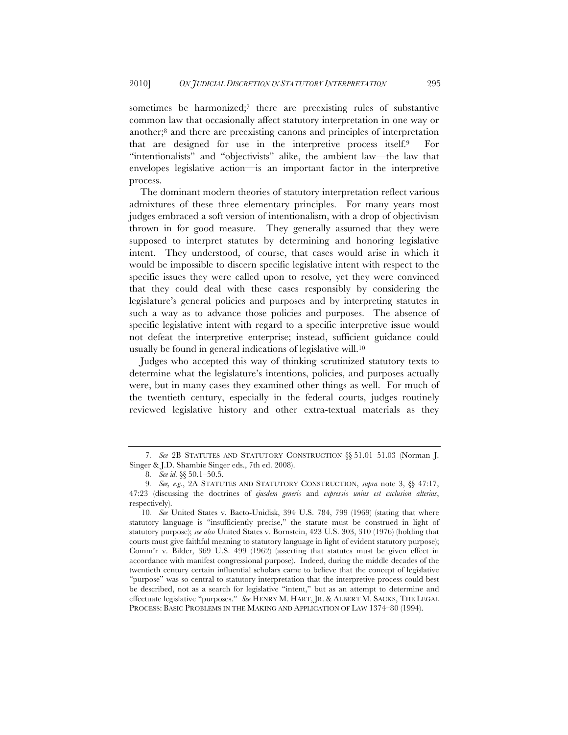sometimes be harmonized;[7] there are preexisting rules of substantive common law that occasionally affect statutory interpretation in one way or another;[8] and there are preexisting canons and principles of interpretation that are designed for use in the interpretive process itself.[9] For "intentionalists" and "objectivists" alike, the ambient law—the law that envelopes legislative action—is an important factor in the interpretive process.

The dominant modern theories of statutory interpretation reflect various admixtures of these three elementary principles. For many years most judges embraced a soft version of intentionalism, with a drop of objectivism thrown in for good measure. They generally assumed that they were supposed to interpret statutes by determining and honoring legislative intent. They understood, of course, that cases would arise in which it would be impossible to discern specific legislative intent with respect to the specific issues they were called upon to resolve, yet they were convinced that they could deal with these cases responsibly by considering the legislature's general policies and purposes and by interpreting statutes in such a way as to advance those policies and purposes. The absence of specific legislative intent with regard to a specific interpretive issue would not defeat the interpretive enterprise; instead, sufficient guidance could usually be found in general indications of legislative will.[10]

Judges who accepted this way of thinking scrutinized statutory texts to determine what the legislature's intentions, policies, and purposes actually were, but in many cases they examined other things as well. For much of the twentieth century, especially in the federal courts, judges routinely reviewed legislative history and other extra-textual materials as they

---

7. *See* 2B STATUTES AND STATUTORY CONSTRUCTION §§ 51.01–51.03 (Norman J. Singer & J.D. Shambie Singer eds., 7th ed. 2008).

8. *See id.* §§ 50.1–50.5.

9. *See, e.g.*, 2A STATUTES AND STATUTORY CONSTRUCTION, *supra* note 3, §§ 47:17, 47:23 (discussing the doctrines of *ejusdem generis* and *expressio unius est exclusion alterius*, respectively).

10. *See* United States v. Bacto-Unidisk, 394 U.S. 784, 799 (1969) (stating that where statutory language is "insufficiently precise," the statute must be construed in light of statutory purpose); *see also* United States v. Bornstein, 423 U.S. 303, 310 (1976) (holding that courts must give faithful meaning to statutory language in light of evident statutory purpose); Comm'r v. Bilder, 369 U.S. 499 (1962) (asserting that statutes must be given effect in accordance with manifest congressional purpose). Indeed, during the middle decades of the twentieth century certain influential scholars came to believe that the concept of legislative "purpose" was so central to statutory interpretation that the interpretive process could best be described, not as a search for legislative "intent," but as an attempt to determine and effectuate legislative "purposes." *See* HENRY M. HART, JR. & ALBERT M. SACKS, THE LEGAL PROCESS: BASIC PROBLEMS IN THE MAKING AND APPLICATION OF LAW 1374–80 (1994).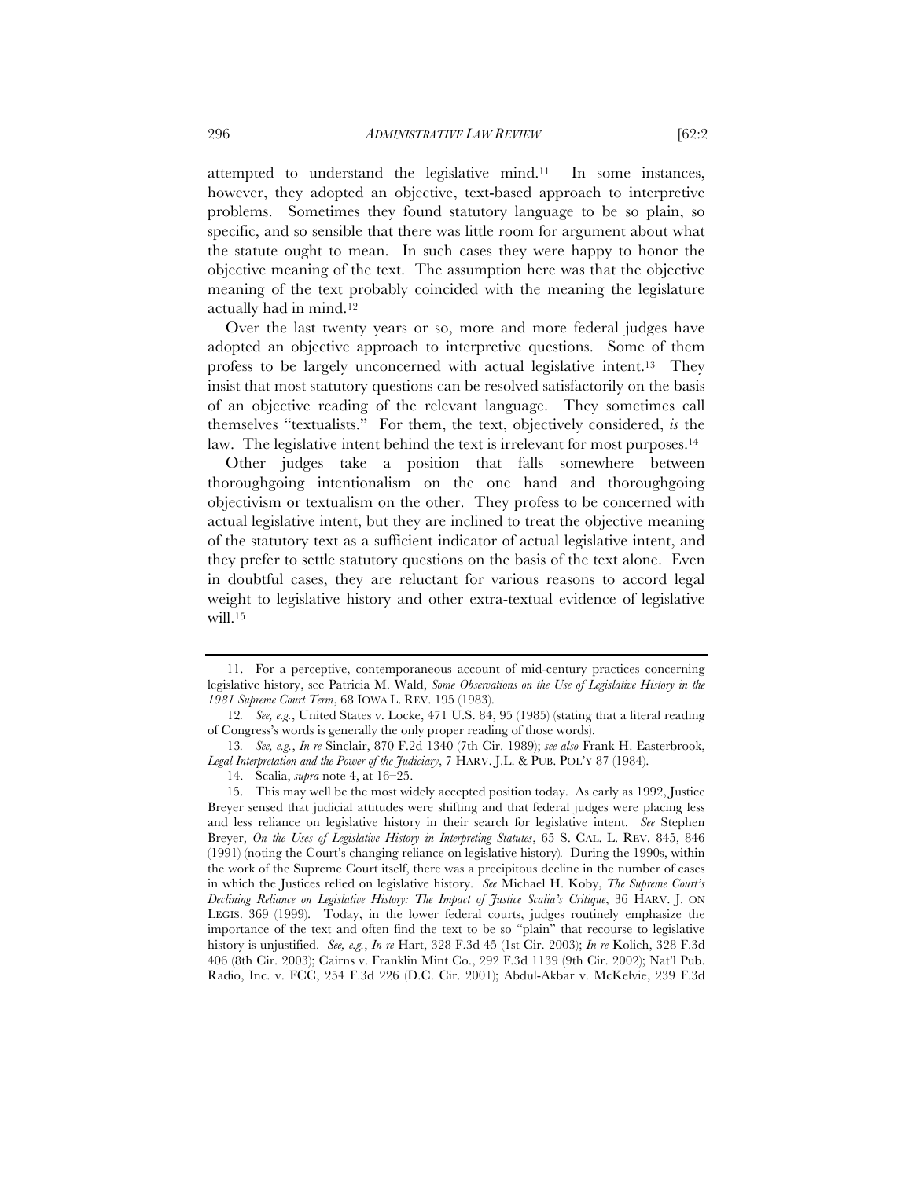attempted to understand the legislative mind.[11] In some instances, however, they adopted an objective, text-based approach to interpretive problems. Sometimes they found statutory language to be so plain, so specific, and so sensible that there was little room for argument about what the statute ought to mean. In such cases they were happy to honor the objective meaning of the text. The assumption here was that the objective meaning of the text probably coincided with the meaning the legislature actually had in mind.[12]

Over the last twenty years or so, more and more federal judges have adopted an objective approach to interpretive questions. Some of them profess to be largely unconcerned with actual legislative intent.[13] They insist that most statutory questions can be resolved satisfactorily on the basis of an objective reading of the relevant language. They sometimes call themselves "textualists." For them, the text, objectively considered, *is* the law. The legislative intent behind the text is irrelevant for most purposes.[14]

Other judges take a position that falls somewhere between thoroughgoing intentionalism on the one hand and thoroughgoing objectivism or textualism on the other. They profess to be concerned with actual legislative intent, but they are inclined to treat the objective meaning of the statutory text as a sufficient indicator of actual legislative intent, and they prefer to settle statutory questions on the basis of the text alone. Even in doubtful cases, they are reluctant for various reasons to accord legal weight to legislative history and other extra-textual evidence of legislative will.[15]

---

11. For a perceptive, contemporaneous account of mid-century practices concerning legislative history, see Patricia M. Wald, *Some Observations on the Use of Legislative History in the 1981 Supreme Court Term*, 68 IOWA L. REV. 195 (1983).

12. *See, e.g.*, United States v. Locke, 471 U.S. 84, 95 (1985) (stating that a literal reading of Congress's words is generally the only proper reading of those words).

13. *See, e.g.*, *In re* Sinclair, 870 F.2d 1340 (7th Cir. 1989); *see also* Frank H. Easterbrook, *Legal Interpretation and the Power of the Judiciary*, 7 HARV. J.L. & PUB. POL'Y 87 (1984).

14. Scalia, *supra* note 4, at 16–25.

15. This may well be the most widely accepted position today. As early as 1992, Justice Breyer sensed that judicial attitudes were shifting and that federal judges were placing less and less reliance on legislative history in their search for legislative intent. *See* Stephen Breyer, *On the Uses of Legislative History in Interpreting Statutes*, 65 S. CAL. L. REV. 845, 846 (1991) (noting the Court's changing reliance on legislative history). During the 1990s, within the work of the Supreme Court itself, there was a precipitous decline in the number of cases in which the Justices relied on legislative history. *See* Michael H. Koby, *The Supreme Court's Declining Reliance on Legislative History: The Impact of Justice Scalia's Critique*, 36 HARV. J. ON LEGIS. 369 (1999). Today, in the lower federal courts, judges routinely emphasize the importance of the text and often find the text to be so "plain" that recourse to legislative history is unjustified. *See, e.g.*, *In re* Hart, 328 F.3d 45 (1st Cir. 2003); *In re* Kolich, 328 F.3d 406 (8th Cir. 2003); Cairns v. Franklin Mint Co., 292 F.3d 1139 (9th Cir. 2002); Nat'l Pub. Radio, Inc. v. FCC, 254 F.3d 226 (D.C. Cir. 2001); Abdul-Akbar v. McKelvie, 239 F.3d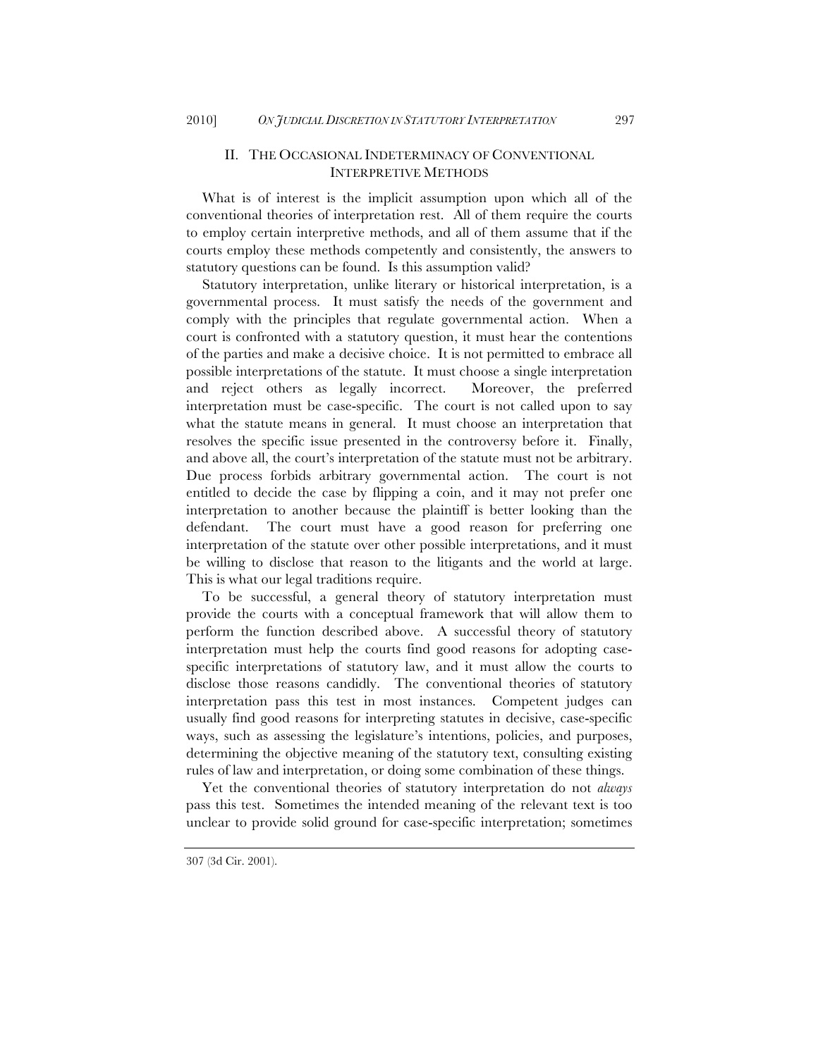## II. THE OCCASIONAL INDETERMINACY OF CONVENTIONAL INTERPRETIVE METHODS

What is of interest is the implicit assumption upon which all of the conventional theories of interpretation rest. All of them require the courts to employ certain interpretive methods, and all of them assume that if the courts employ these methods competently and consistently, the answers to statutory questions can be found. Is this assumption valid?

Statutory interpretation, unlike literary or historical interpretation, is a governmental process. It must satisfy the needs of the government and comply with the principles that regulate governmental action. When a court is confronted with a statutory question, it must hear the contentions of the parties and make a decisive choice. It is not permitted to embrace all possible interpretations of the statute. It must choose a single interpretation and reject others as legally incorrect. Moreover, the preferred interpretation must be case-specific. The court is not called upon to say what the statute means in general. It must choose an interpretation that resolves the specific issue presented in the controversy before it. Finally, and above all, the court's interpretation of the statute must not be arbitrary. Due process forbids arbitrary governmental action. The court is not entitled to decide the case by flipping a coin, and it may not prefer one interpretation to another because the plaintiff is better looking than the defendant. The court must have a good reason for preferring one interpretation of the statute over other possible interpretations, and it must be willing to disclose that reason to the litigants and the world at large. This is what our legal traditions require.

To be successful, a general theory of statutory interpretation must provide the courts with a conceptual framework that will allow them to perform the function described above. A successful theory of statutory interpretation must help the courts find good reasons for adopting case-specific interpretations of statutory law, and it must allow the courts to disclose those reasons candidly. The conventional theories of statutory interpretation pass this test in most instances. Competent judges can usually find good reasons for interpreting statutes in decisive, case-specific ways, such as assessing the legislature's intentions, policies, and purposes, determining the objective meaning of the statutory text, consulting existing rules of law and interpretation, or doing some combination of these things.

Yet the conventional theories of statutory interpretation do not *always* pass this test. Sometimes the intended meaning of the relevant text is too unclear to provide solid ground for case-specific interpretation; sometimes

307 (3d Cir. 2001).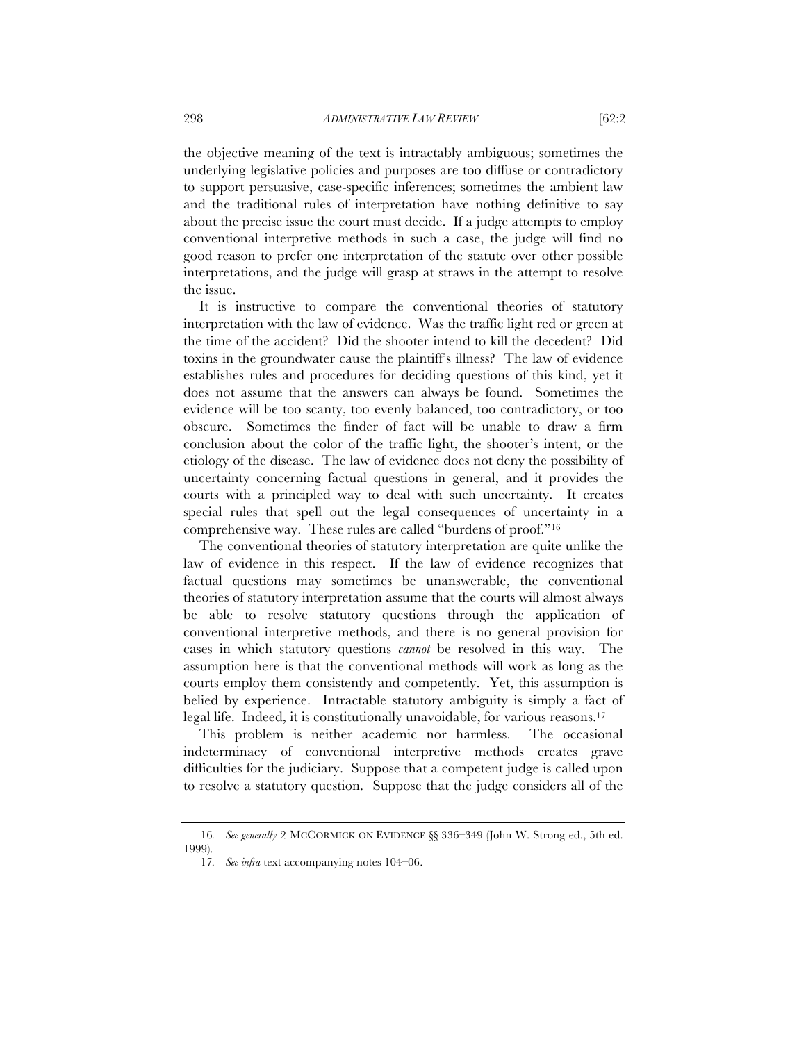the objective meaning of the text is intractably ambiguous; sometimes the underlying legislative policies and purposes are too diffuse or contradictory to support persuasive, case-specific inferences; sometimes the ambient law and the traditional rules of interpretation have nothing definitive to say about the precise issue the court must decide. If a judge attempts to employ conventional interpretive methods in such a case, the judge will find no good reason to prefer one interpretation of the statute over other possible interpretations, and the judge will grasp at straws in the attempt to resolve the issue.

It is instructive to compare the conventional theories of statutory interpretation with the law of evidence. Was the traffic light red or green at the time of the accident? Did the shooter intend to kill the decedent? Did toxins in the groundwater cause the plaintiff's illness? The law of evidence establishes rules and procedures for deciding questions of this kind, yet it does not assume that the answers can always be found. Sometimes the evidence will be too scanty, too evenly balanced, too contradictory, or too obscure. Sometimes the finder of fact will be unable to draw a firm conclusion about the color of the traffic light, the shooter's intent, or the etiology of the disease. The law of evidence does not deny the possibility of uncertainty concerning factual questions in general, and it provides the courts with a principled way to deal with such uncertainty. It creates special rules that spell out the legal consequences of uncertainty in a comprehensive way. These rules are called "burdens of proof."[16]

The conventional theories of statutory interpretation are quite unlike the law of evidence in this respect. If the law of evidence recognizes that factual questions may sometimes be unanswerable, the conventional theories of statutory interpretation assume that the courts will almost always be able to resolve statutory questions through the application of conventional interpretive methods, and there is no general provision for cases in which statutory questions *cannot* be resolved in this way. The assumption here is that the conventional methods will work as long as the courts employ them consistently and competently. Yet, this assumption is belied by experience. Intractable statutory ambiguity is simply a fact of legal life. Indeed, it is constitutionally unavoidable, for various reasons.[17]

This problem is neither academic nor harmless. The occasional indeterminacy of conventional interpretive methods creates grave difficulties for the judiciary. Suppose that a competent judge is called upon to resolve a statutory question. Suppose that the judge considers all of the

---

16. *See generally* 2 McCORMICK ON EVIDENCE §§ 336–349 (John W. Strong ed., 5th ed. 1999).

17. *See infra* text accompanying notes 104–06.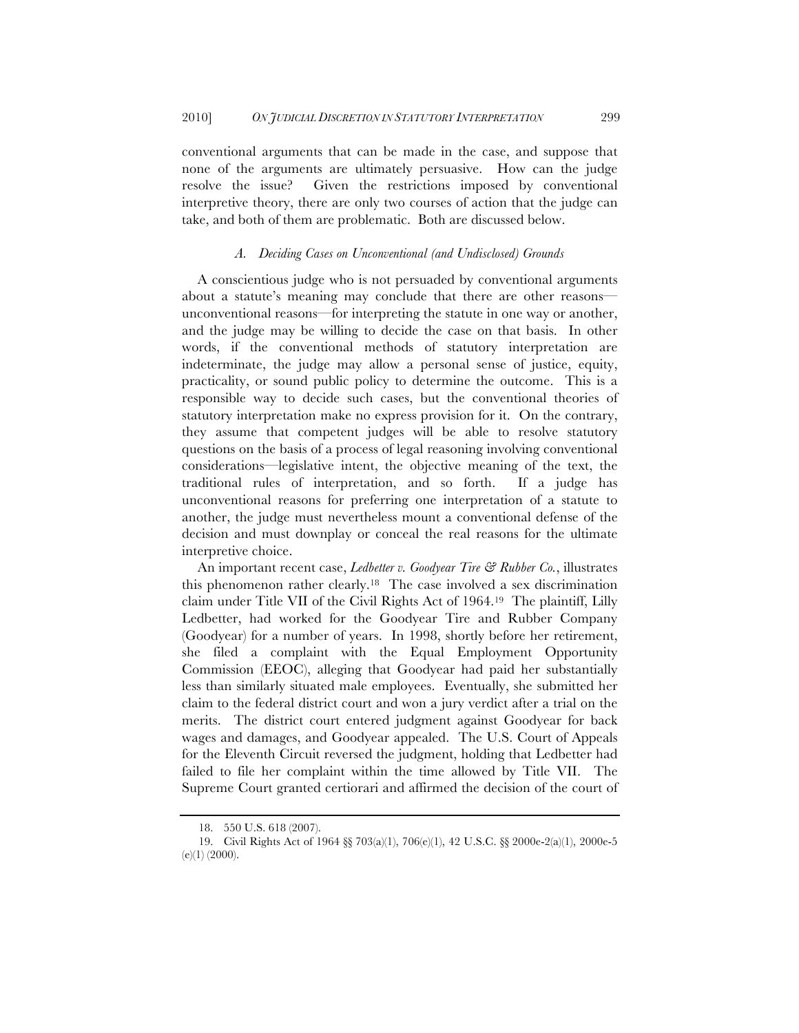conventional arguments that can be made in the case, and suppose that none of the arguments are ultimately persuasive. How can the judge resolve the issue? Given the restrictions imposed by conventional interpretive theory, there are only two courses of action that the judge can take, and both of them are problematic. Both are discussed below.

### *A. Deciding Cases on Unconventional (and Undisclosed) Grounds*

A conscientious judge who is not persuaded by conventional arguments about a statute's meaning may conclude that there are other reasons—unconventional reasons—for interpreting the statute in one way or another, and the judge may be willing to decide the case on that basis. In other words, if the conventional methods of statutory interpretation are indeterminate, the judge may allow a personal sense of justice, equity, practicality, or sound public policy to determine the outcome. This is a responsible way to decide such cases, but the conventional theories of statutory interpretation make no express provision for it. On the contrary, they assume that competent judges will be able to resolve statutory questions on the basis of a process of legal reasoning involving conventional considerations—legislative intent, the objective meaning of the text, the traditional rules of interpretation, and so forth. If a judge has unconventional reasons for preferring one interpretation of a statute to another, the judge must nevertheless mount a conventional defense of the decision and must downplay or conceal the real reasons for the ultimate interpretive choice.

An important recent case, *Ledbetter v. Goodyear Tire & Rubber Co.*, illustrates this phenomenon rather clearly.[18] The case involved a sex discrimination claim under Title VII of the Civil Rights Act of 1964.[19] The plaintiff, Lilly Ledbetter, had worked for the Goodyear Tire and Rubber Company (Goodyear) for a number of years. In 1998, shortly before her retirement, she filed a complaint with the Equal Employment Opportunity Commission (EEOC), alleging that Goodyear had paid her substantially less than similarly situated male employees. Eventually, she submitted her claim to the federal district court and won a jury verdict after a trial on the merits. The district court entered judgment against Goodyear for back wages and damages, and Goodyear appealed. The U.S. Court of Appeals for the Eleventh Circuit reversed the judgment, holding that Ledbetter had failed to file her complaint within the time allowed by Title VII. The Supreme Court granted certiorari and affirmed the decision of the court of

---

18. 550 U.S. 618 (2007).

19. Civil Rights Act of 1964 §§ 703(a)(1), 706(e)(1), 42 U.S.C. §§ 2000e-2(a)(1), 2000e-5 (e)(1) (2000).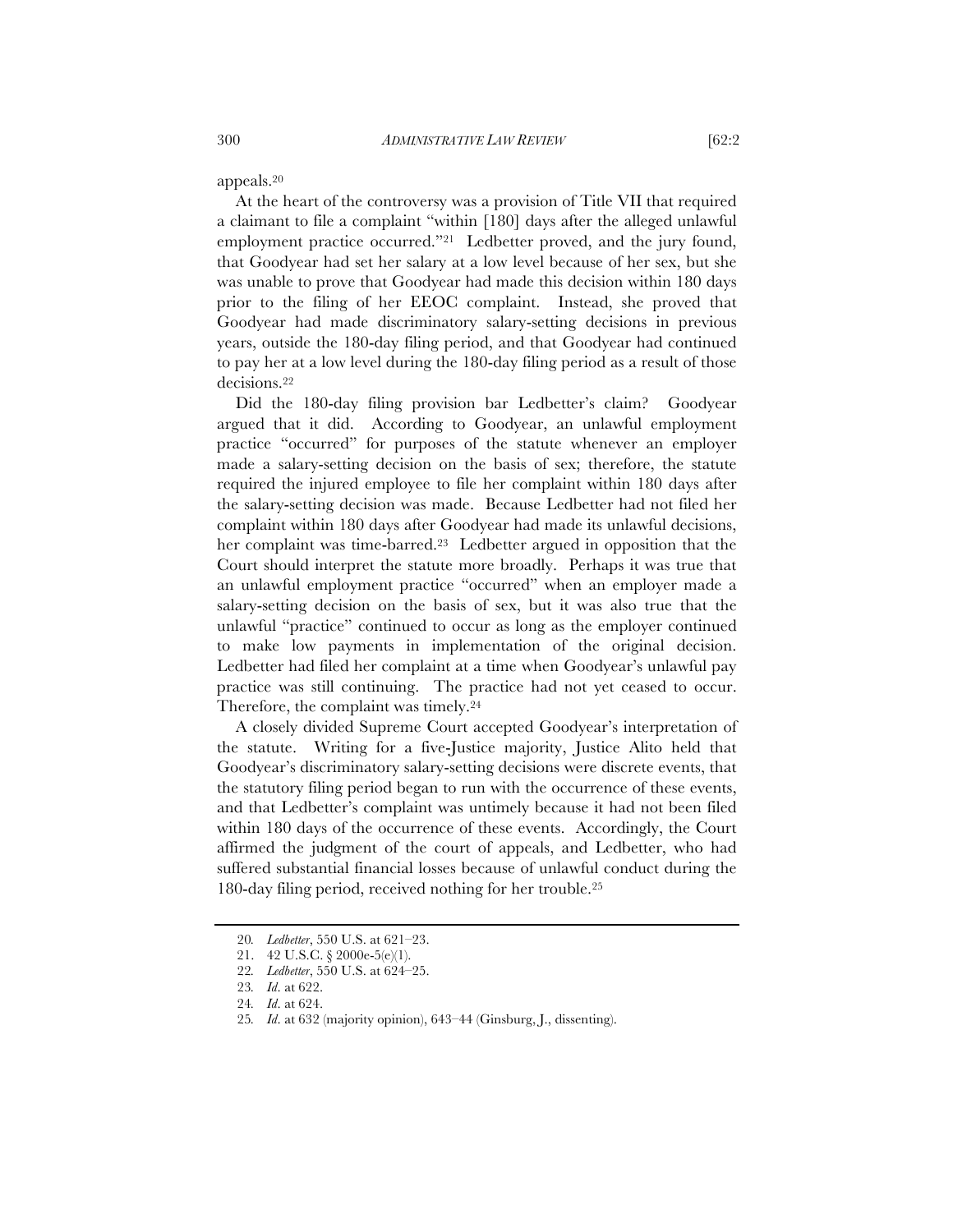appeals.[20]

At the heart of the controversy was a provision of Title VII that required a claimant to file a complaint "within [180] days after the alleged unlawful employment practice occurred."[21] Ledbetter proved, and the jury found, that Goodyear had set her salary at a low level because of her sex, but she was unable to prove that Goodyear had made this decision within 180 days prior to the filing of her EEOC complaint. Instead, she proved that Goodyear had made discriminatory salary-setting decisions in previous years, outside the 180-day filing period, and that Goodyear had continued to pay her at a low level during the 180-day filing period as a result of those decisions.[22]

Did the 180-day filing provision bar Ledbetter's claim? Goodyear argued that it did. According to Goodyear, an unlawful employment practice "occurred" for purposes of the statute whenever an employer made a salary-setting decision on the basis of sex; therefore, the statute required the injured employee to file her complaint within 180 days after the salary-setting decision was made. Because Ledbetter had not filed her complaint within 180 days after Goodyear had made its unlawful decisions, her complaint was time-barred.[23] Ledbetter argued in opposition that the Court should interpret the statute more broadly. Perhaps it was true that an unlawful employment practice "occurred" when an employer made a salary-setting decision on the basis of sex, but it was also true that the unlawful "practice" continued to occur as long as the employer continued to make low payments in implementation of the original decision. Ledbetter had filed her complaint at a time when Goodyear's unlawful pay practice was still continuing. The practice had not yet ceased to occur. Therefore, the complaint was timely.[24]

A closely divided Supreme Court accepted Goodyear's interpretation of the statute. Writing for a five-Justice majority, Justice Alito held that Goodyear's discriminatory salary-setting decisions were discrete events, that the statutory filing period began to run with the occurrence of these events, and that Ledbetter's complaint was untimely because it had not been filed within 180 days of the occurrence of these events. Accordingly, the Court affirmed the judgment of the court of appeals, and Ledbetter, who had suffered substantial financial losses because of unlawful conduct during the 180-day filing period, received nothing for her trouble.[25]

---

20. *Ledbetter*, 550 U.S. at 621–23.

21. 42 U.S.C. § 2000e-5(e)(1).

22. *Ledbetter*, 550 U.S. at 624–25.

23. *Id.* at 622.

24. *Id.* at 624.

25. *Id.* at 632 (majority opinion), 643–44 (Ginsburg, J., dissenting).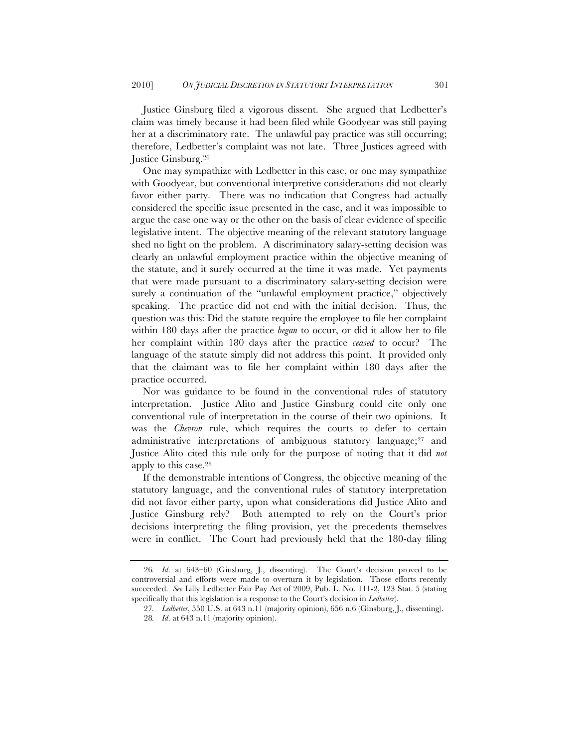Justice Ginsburg filed a vigorous dissent. She argued that Ledbetter's claim was timely because it had been filed while Goodyear was still paying her at a discriminatory rate. The unlawful pay practice was still occurring; therefore, Ledbetter's complaint was not late. Three Justices agreed with Justice Ginsburg.[26]

One may sympathize with Ledbetter in this case, or one may sympathize with Goodyear, but conventional interpretive considerations did not clearly favor either party. There was no indication that Congress had actually considered the specific issue presented in the case, and it was impossible to argue the case one way or the other on the basis of clear evidence of specific legislative intent. The objective meaning of the relevant statutory language shed no light on the problem. A discriminatory salary-setting decision was clearly an unlawful employment practice within the objective meaning of the statute, and it surely occurred at the time it was made. Yet payments that were made pursuant to a discriminatory salary-setting decision were surely a continuation of the "unlawful employment practice," objectively speaking. The practice did not end with the initial decision. Thus, the question was this: Did the statute require the employee to file her complaint within 180 days after the practice *began* to occur, or did it allow her to file her complaint within 180 days after the practice *ceased* to occur? The language of the statute simply did not address this point. It provided only that the claimant was to file her complaint within 180 days after the practice occurred.

Nor was guidance to be found in the conventional rules of statutory interpretation. Justice Alito and Justice Ginsburg could cite only one conventional rule of interpretation in the course of their two opinions. It was the *Chevron* rule, which requires the courts to defer to certain administrative interpretations of ambiguous statutory language;[27] and Justice Alito cited this rule only for the purpose of noting that it did *not* apply to this case.[28]

If the demonstrable intentions of Congress, the objective meaning of the statutory language, and the conventional rules of statutory interpretation did not favor either party, upon what considerations did Justice Alito and Justice Ginsburg rely? Both attempted to rely on the Court's prior decisions interpreting the filing provision, yet the precedents themselves were in conflict. The Court had previously held that the 180-day filing

---

26. *Id.* at 643–60 (Ginsburg, J., dissenting). The Court's decision proved to be controversial and efforts were made to overturn it by legislation. Those efforts recently succeeded. *See* Lilly Ledbetter Fair Pay Act of 2009, Pub. L. No. 111-2, 123 Stat. 5 (stating specifically that this legislation is a response to the Court's decision in *Ledbetter*).

27. *Ledbetter*, 550 U.S. at 643 n.11 (majority opinion), 656 n.6 (Ginsburg, J., dissenting).

28. *Id.* at 643 n.11 (majority opinion).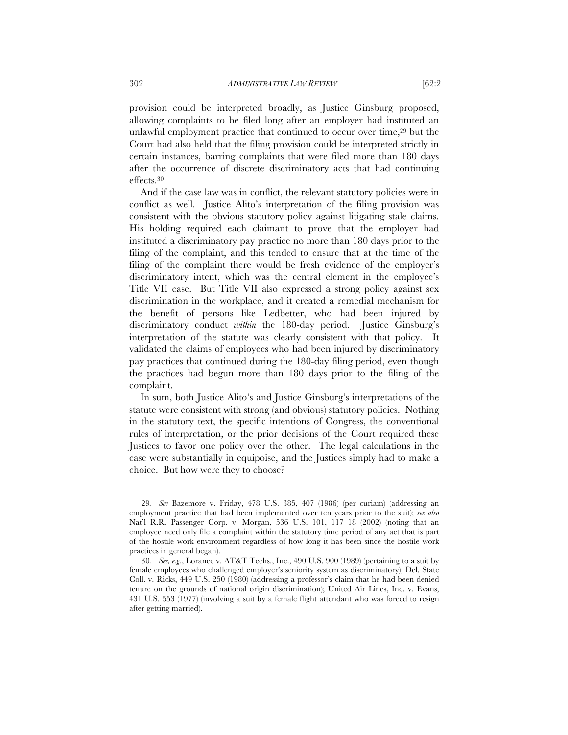provision could be interpreted broadly, as Justice Ginsburg proposed, allowing complaints to be filed long after an employer had instituted an unlawful employment practice that continued to occur over time,[29] but the Court had also held that the filing provision could be interpreted strictly in certain instances, barring complaints that were filed more than 180 days after the occurrence of discrete discriminatory acts that had continuing effects.[30]

And if the case law was in conflict, the relevant statutory policies were in conflict as well. Justice Alito's interpretation of the filing provision was consistent with the obvious statutory policy against litigating stale claims. His holding required each claimant to prove that the employer had instituted a discriminatory pay practice no more than 180 days prior to the filing of the complaint, and this tended to ensure that at the time of the filing of the complaint there would be fresh evidence of the employer's discriminatory intent, which was the central element in the employee's Title VII case. But Title VII also expressed a strong policy against sex discrimination in the workplace, and it created a remedial mechanism for the benefit of persons like Ledbetter, who had been injured by discriminatory conduct *within* the 180-day period. Justice Ginsburg's interpretation of the statute was clearly consistent with that policy. It validated the claims of employees who had been injured by discriminatory pay practices that continued during the 180-day filing period, even though the practices had begun more than 180 days prior to the filing of the complaint.

In sum, both Justice Alito's and Justice Ginsburg's interpretations of the statute were consistent with strong (and obvious) statutory policies. Nothing in the statutory text, the specific intentions of Congress, the conventional rules of interpretation, or the prior decisions of the Court required these Justices to favor one policy over the other. The legal calculations in the case were substantially in equipoise, and the Justices simply had to make a choice. But how were they to choose?

---

29. *See* Bazemore v. Friday, 478 U.S. 385, 407 (1986) (per curiam) (addressing an employment practice that had been implemented over ten years prior to the suit); *see also* Nat'l R.R. Passenger Corp. v. Morgan, 536 U.S. 101, 117–18 (2002) (noting that an employee need only file a complaint within the statutory time period of any act that is part of the hostile work environment regardless of how long it has been since the hostile work practices in general began).

30. *See, e.g.*, Lorance v. AT&T Techs., Inc., 490 U.S. 900 (1989) (pertaining to a suit by female employees who challenged employer's seniority system as discriminatory); Del. State Coll. v. Ricks, 449 U.S. 250 (1980) (addressing a professor's claim that he had been denied tenure on the grounds of national origin discrimination); United Air Lines, Inc. v. Evans, 431 U.S. 553 (1977) (involving a suit by a female flight attendant who was forced to resign after getting married).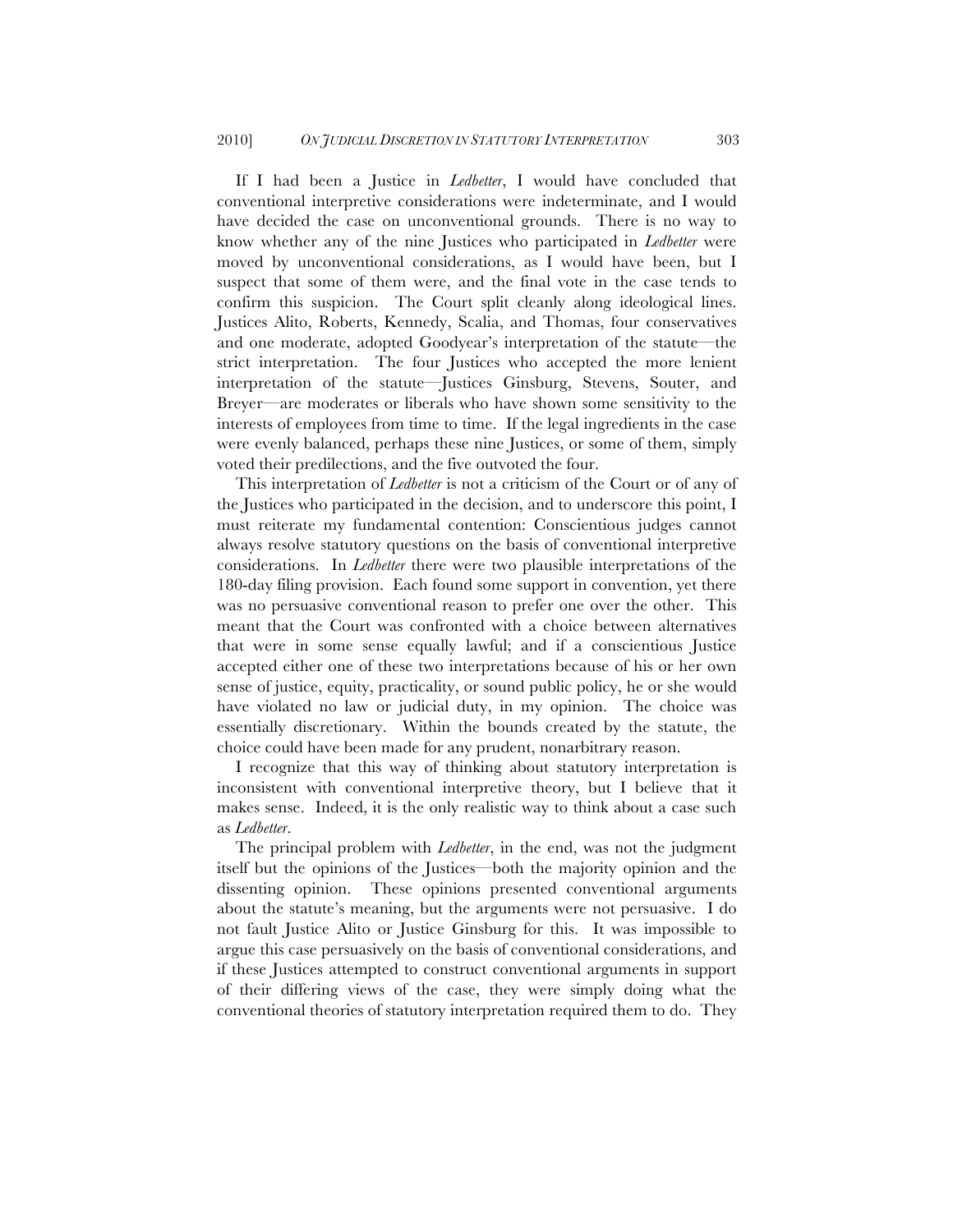If I had been a Justice in *Ledbetter*, I would have concluded that conventional interpretive considerations were indeterminate, and I would have decided the case on unconventional grounds. There is no way to know whether any of the nine Justices who participated in *Ledbetter* were moved by unconventional considerations, as I would have been, but I suspect that some of them were, and the final vote in the case tends to confirm this suspicion. The Court split cleanly along ideological lines. Justices Alito, Roberts, Kennedy, Scalia, and Thomas, four conservatives and one moderate, adopted Goodyear's interpretation of the statute—the strict interpretation. The four Justices who accepted the more lenient interpretation of the statute—Justices Ginsburg, Stevens, Souter, and Breyer—are moderates or liberals who have shown some sensitivity to the interests of employees from time to time. If the legal ingredients in the case were evenly balanced, perhaps these nine Justices, or some of them, simply voted their predilections, and the five outvoted the four.

This interpretation of *Ledbetter* is not a criticism of the Court or of any of the Justices who participated in the decision, and to underscore this point, I must reiterate my fundamental contention: Conscientious judges cannot always resolve statutory questions on the basis of conventional interpretive considerations. In *Ledbetter* there were two plausible interpretations of the 180-day filing provision. Each found some support in convention, yet there was no persuasive conventional reason to prefer one over the other. This meant that the Court was confronted with a choice between alternatives that were in some sense equally lawful; and if a conscientious Justice accepted either one of these two interpretations because of his or her own sense of justice, equity, practicality, or sound public policy, he or she would have violated no law or judicial duty, in my opinion. The choice was essentially discretionary. Within the bounds created by the statute, the choice could have been made for any prudent, nonarbitrary reason.

I recognize that this way of thinking about statutory interpretation is inconsistent with conventional interpretive theory, but I believe that it makes sense. Indeed, it is the only realistic way to think about a case such as *Ledbetter*.

The principal problem with *Ledbetter*, in the end, was not the judgment itself but the opinions of the Justices—both the majority opinion and the dissenting opinion. These opinions presented conventional arguments about the statute's meaning, but the arguments were not persuasive. I do not fault Justice Alito or Justice Ginsburg for this. It was impossible to argue this case persuasively on the basis of conventional considerations, and if these Justices attempted to construct conventional arguments in support of their differing views of the case, they were simply doing what the conventional theories of statutory interpretation required them to do. They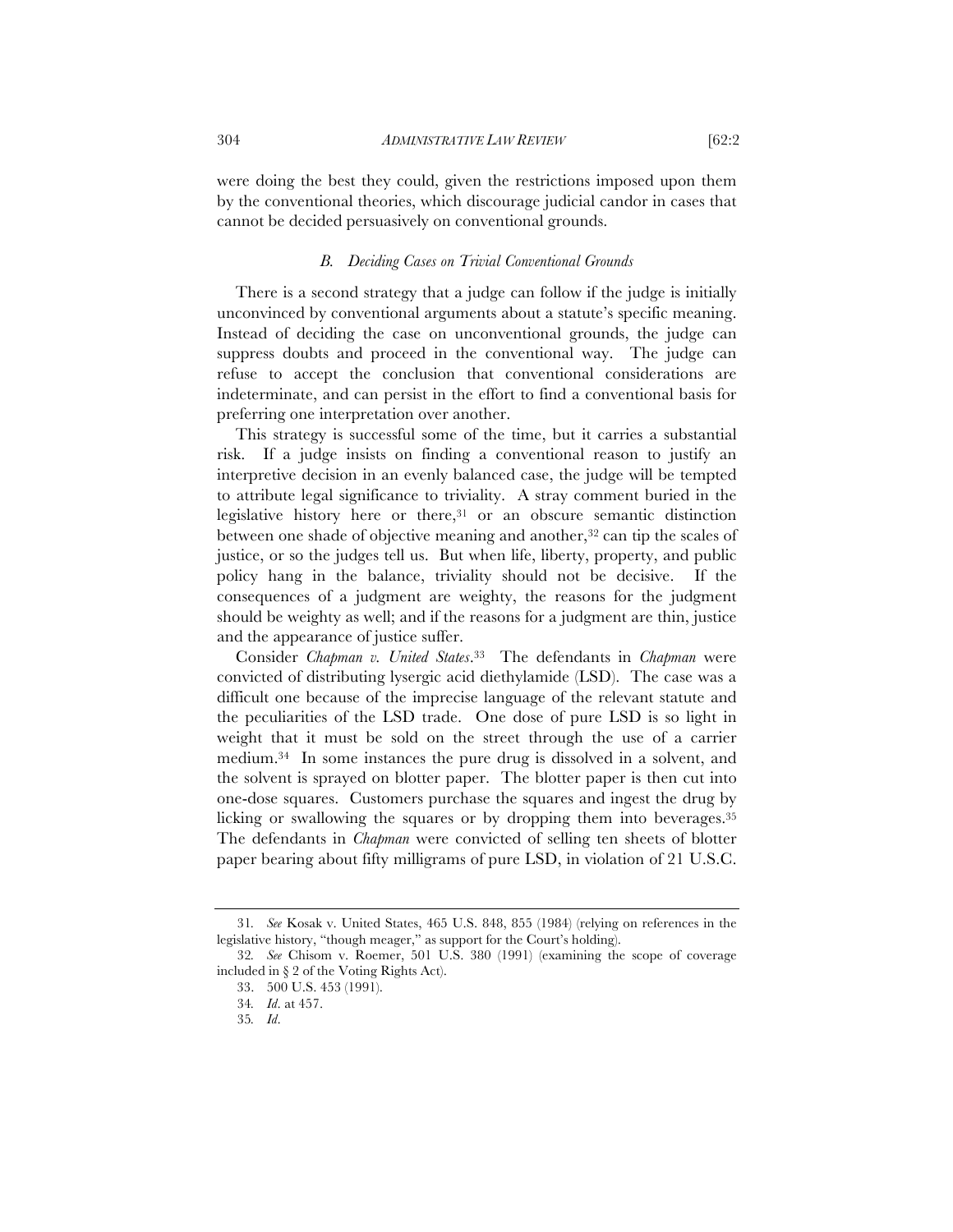were doing the best they could, given the restrictions imposed upon them by the conventional theories, which discourage judicial candor in cases that cannot be decided persuasively on conventional grounds.

### *B. Deciding Cases on Trivial Conventional Grounds*

There is a second strategy that a judge can follow if the judge is initially unconvinced by conventional arguments about a statute's specific meaning. Instead of deciding the case on unconventional grounds, the judge can suppress doubts and proceed in the conventional way. The judge can refuse to accept the conclusion that conventional considerations are indeterminate, and can persist in the effort to find a conventional basis for preferring one interpretation over another.

This strategy is successful some of the time, but it carries a substantial risk. If a judge insists on finding a conventional reason to justify an interpretive decision in an evenly balanced case, the judge will be tempted to attribute legal significance to triviality. A stray comment buried in the legislative history here or there,[31] or an obscure semantic distinction between one shade of objective meaning and another,[32] can tip the scales of justice, or so the judges tell us. But when life, liberty, property, and public policy hang in the balance, triviality should not be decisive. If the consequences of a judgment are weighty, the reasons for the judgment should be weighty as well; and if the reasons for a judgment are thin, justice and the appearance of justice suffer.

Consider *Chapman v. United States*.[33] The defendants in *Chapman* were convicted of distributing lysergic acid diethylamide (LSD). The case was a difficult one because of the imprecise language of the relevant statute and the peculiarities of the LSD trade. One dose of pure LSD is so light in weight that it must be sold on the street through the use of a carrier medium.[34] In some instances the pure drug is dissolved in a solvent, and the solvent is sprayed on blotter paper. The blotter paper is then cut into one-dose squares. Customers purchase the squares and ingest the drug by licking or swallowing the squares or by dropping them into beverages.[35] The defendants in *Chapman* were convicted of selling ten sheets of blotter paper bearing about fifty milligrams of pure LSD, in violation of 21 U.S.C.

---

31. *See* Kosak v. United States, 465 U.S. 848, 855 (1984) (relying on references in the legislative history, "though meager," as support for the Court's holding).

32. *See* Chisom v. Roemer, 501 U.S. 380 (1991) (examining the scope of coverage included in § 2 of the Voting Rights Act).

33. 500 U.S. 453 (1991).

34. *Id.* at 457.

35. *Id.*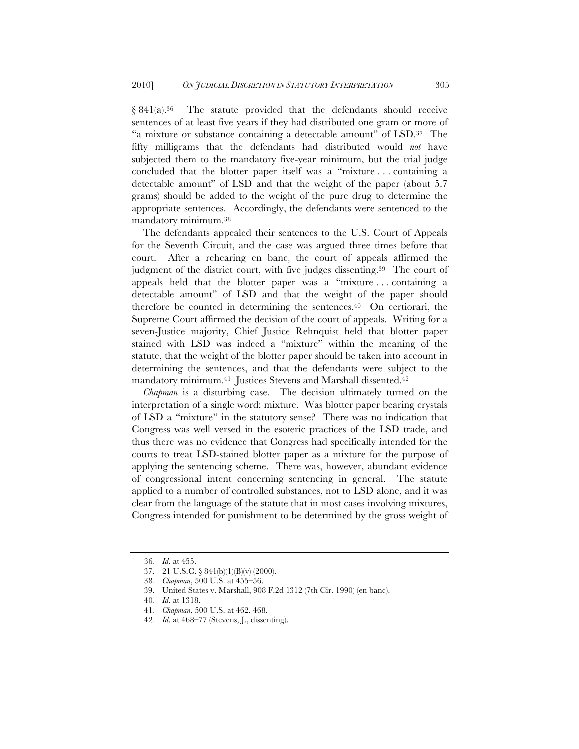§ 841(a).[36] The statute provided that the defendants should receive sentences of at least five years if they had distributed one gram or more of "a mixture or substance containing a detectable amount" of LSD.[37] The fifty milligrams that the defendants had distributed would *not* have subjected them to the mandatory five-year minimum, but the trial judge concluded that the blotter paper itself was a "mixture . . . containing a detectable amount" of LSD and that the weight of the paper (about 5.7 grams) should be added to the weight of the pure drug to determine the appropriate sentences. Accordingly, the defendants were sentenced to the mandatory minimum.[38]

The defendants appealed their sentences to the U.S. Court of Appeals for the Seventh Circuit, and the case was argued three times before that court. After a rehearing en banc, the court of appeals affirmed the judgment of the district court, with five judges dissenting.[39] The court of appeals held that the blotter paper was a "mixture . . . containing a detectable amount" of LSD and that the weight of the paper should therefore be counted in determining the sentences.[40] On certiorari, the Supreme Court affirmed the decision of the court of appeals. Writing for a seven-Justice majority, Chief Justice Rehnquist held that blotter paper stained with LSD was indeed a "mixture" within the meaning of the statute, that the weight of the blotter paper should be taken into account in determining the sentences, and that the defendants were subject to the mandatory minimum.[41] Justices Stevens and Marshall dissented.[42]

*Chapman* is a disturbing case. The decision ultimately turned on the interpretation of a single word: mixture. Was blotter paper bearing crystals of LSD a "mixture" in the statutory sense? There was no indication that Congress was well versed in the esoteric practices of the LSD trade, and thus there was no evidence that Congress had specifically intended for the courts to treat LSD-stained blotter paper as a mixture for the purpose of applying the sentencing scheme. There was, however, abundant evidence of congressional intent concerning sentencing in general. The statute applied to a number of controlled substances, not to LSD alone, and it was clear from the language of the statute that in most cases involving mixtures, Congress intended for punishment to be determined by the gross weight of

---

36. *Id.* at 455.

37. 21 U.S.C. § 841(b)(1)(B)(v) (2000).

38. *Chapman*, 500 U.S. at 455–56.

39. United States v. Marshall, 908 F.2d 1312 (7th Cir. 1990) (en banc).

40. *Id.* at 1318.

41. *Chapman*, 500 U.S. at 462, 468.

42. *Id.* at 468–77 (Stevens, J., dissenting).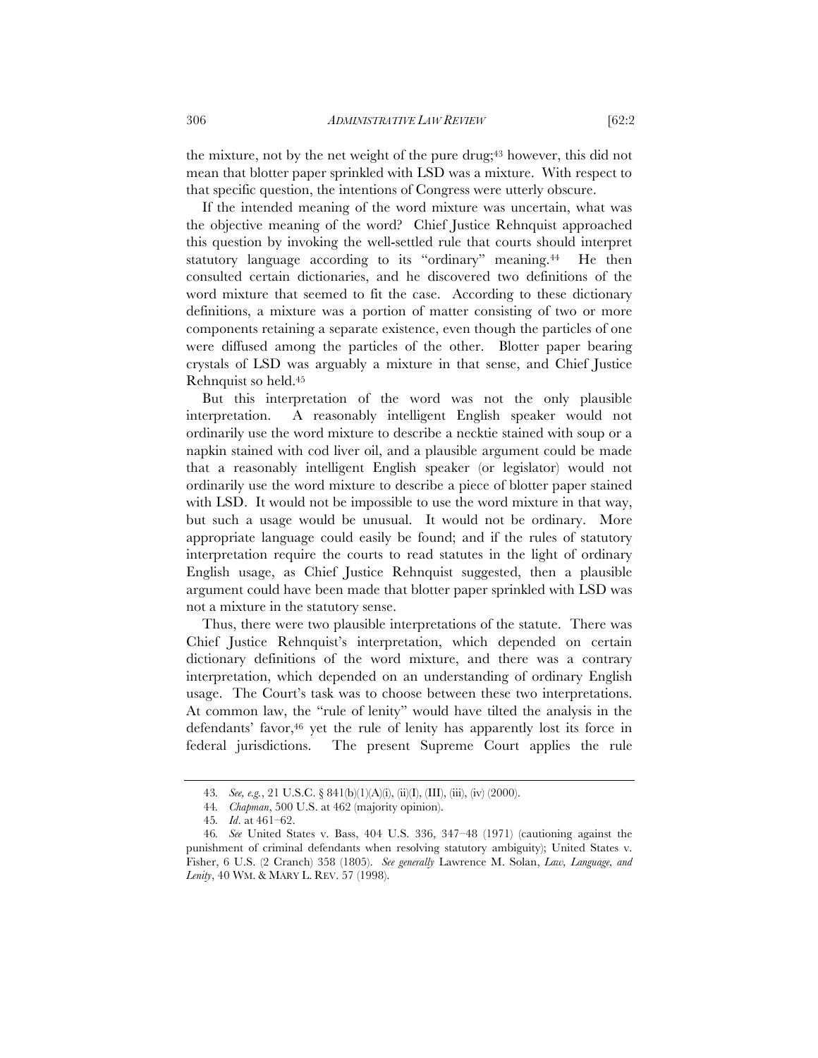the mixture, not by the net weight of the pure drug;[43] however, this did not mean that blotter paper sprinkled with LSD was a mixture. With respect to that specific question, the intentions of Congress were utterly obscure.

If the intended meaning of the word mixture was uncertain, what was the objective meaning of the word? Chief Justice Rehnquist approached this question by invoking the well-settled rule that courts should interpret statutory language according to its "ordinary" meaning.[44] He then consulted certain dictionaries, and he discovered two definitions of the word mixture that seemed to fit the case. According to these dictionary definitions, a mixture was a portion of matter consisting of two or more components retaining a separate existence, even though the particles of one were diffused among the particles of the other. Blotter paper bearing crystals of LSD was arguably a mixture in that sense, and Chief Justice Rehnquist so held.[45]

But this interpretation of the word was not the only plausible interpretation. A reasonably intelligent English speaker would not ordinarily use the word mixture to describe a necktie stained with soup or a napkin stained with cod liver oil, and a plausible argument could be made that a reasonably intelligent English speaker (or legislator) would not ordinarily use the word mixture to describe a piece of blotter paper stained with LSD. It would not be impossible to use the word mixture in that way, but such a usage would be unusual. It would not be ordinary. More appropriate language could easily be found; and if the rules of statutory interpretation require the courts to read statutes in the light of ordinary English usage, as Chief Justice Rehnquist suggested, then a plausible argument could have been made that blotter paper sprinkled with LSD was not a mixture in the statutory sense.

Thus, there were two plausible interpretations of the statute. There was Chief Justice Rehnquist's interpretation, which depended on certain dictionary definitions of the word mixture, and there was a contrary interpretation, which depended on an understanding of ordinary English usage. The Court's task was to choose between these two interpretations. At common law, the "rule of lenity" would have tilted the analysis in the defendants' favor,[46] yet the rule of lenity has apparently lost its force in federal jurisdictions. The present Supreme Court applies the rule

---

43. *See, e.g.*, 21 U.S.C. § 841(b)(1)(A)(i), (ii)(I), (III), (iii), (iv) (2000).

44. *Chapman*, 500 U.S. at 462 (majority opinion).

45. *Id*. at 461–62.

46. *See* United States v. Bass, 404 U.S. 336, 347–48 (1971) (cautioning against the punishment of criminal defendants when resolving statutory ambiguity); United States v. Fisher, 6 U.S. (2 Cranch) 358 (1805). *See generally* Lawrence M. Solan, *Law, Language, and Lenity*, 40 WM. & MARY L. REV. 57 (1998).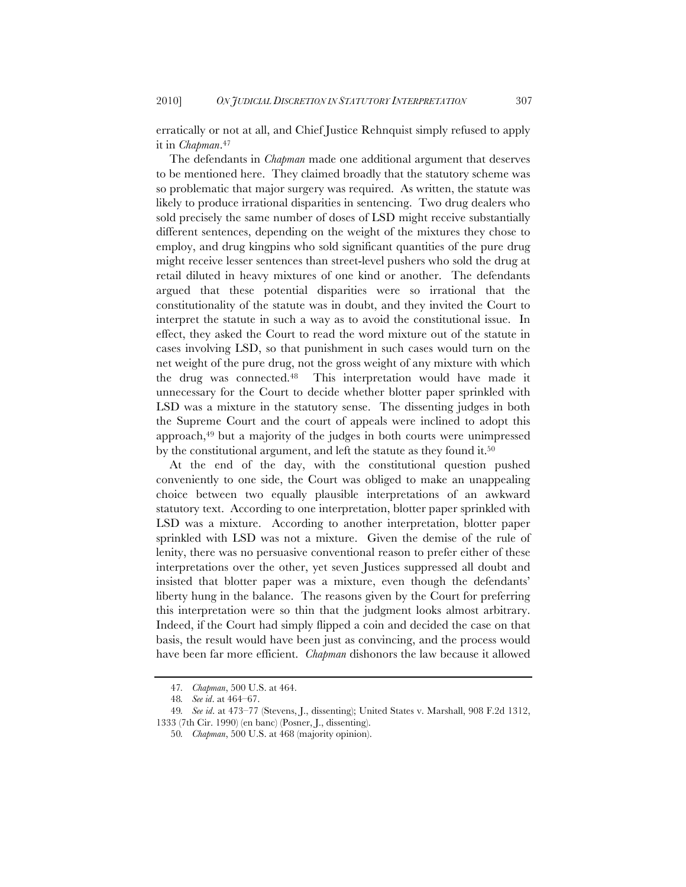erratically or not at all, and Chief Justice Rehnquist simply refused to apply it in *Chapman*.[47]

The defendants in *Chapman* made one additional argument that deserves to be mentioned here. They claimed broadly that the statutory scheme was so problematic that major surgery was required. As written, the statute was likely to produce irrational disparities in sentencing. Two drug dealers who sold precisely the same number of doses of LSD might receive substantially different sentences, depending on the weight of the mixtures they chose to employ, and drug kingpins who sold significant quantities of the pure drug might receive lesser sentences than street-level pushers who sold the drug at retail diluted in heavy mixtures of one kind or another. The defendants argued that these potential disparities were so irrational that the constitutionality of the statute was in doubt, and they invited the Court to interpret the statute in such a way as to avoid the constitutional issue. In effect, they asked the Court to read the word mixture out of the statute in cases involving LSD, so that punishment in such cases would turn on the net weight of the pure drug, not the gross weight of any mixture with which the drug was connected.[48] This interpretation would have made it unnecessary for the Court to decide whether blotter paper sprinkled with LSD was a mixture in the statutory sense. The dissenting judges in both the Supreme Court and the court of appeals were inclined to adopt this approach,[49] but a majority of the judges in both courts were unimpressed by the constitutional argument, and left the statute as they found it.[50]

At the end of the day, with the constitutional question pushed conveniently to one side, the Court was obliged to make an unappealing choice between two equally plausible interpretations of an awkward statutory text. According to one interpretation, blotter paper sprinkled with LSD was a mixture. According to another interpretation, blotter paper sprinkled with LSD was not a mixture. Given the demise of the rule of lenity, there was no persuasive conventional reason to prefer either of these interpretations over the other, yet seven Justices suppressed all doubt and insisted that blotter paper was a mixture, even though the defendants' liberty hung in the balance. The reasons given by the Court for preferring this interpretation were so thin that the judgment looks almost arbitrary. Indeed, if the Court had simply flipped a coin and decided the case on that basis, the result would have been just as convincing, and the process would have been far more efficient. *Chapman* dishonors the law because it allowed

---

47. *Chapman*, 500 U.S. at 464.

48. *See id*. at 464–67.

49. *See id*. at 473–77 (Stevens, J., dissenting); United States v. Marshall, 908 F.2d 1312, 1333 (7th Cir. 1990) (en banc) (Posner, J., dissenting).

50. *Chapman*, 500 U.S. at 468 (majority opinion).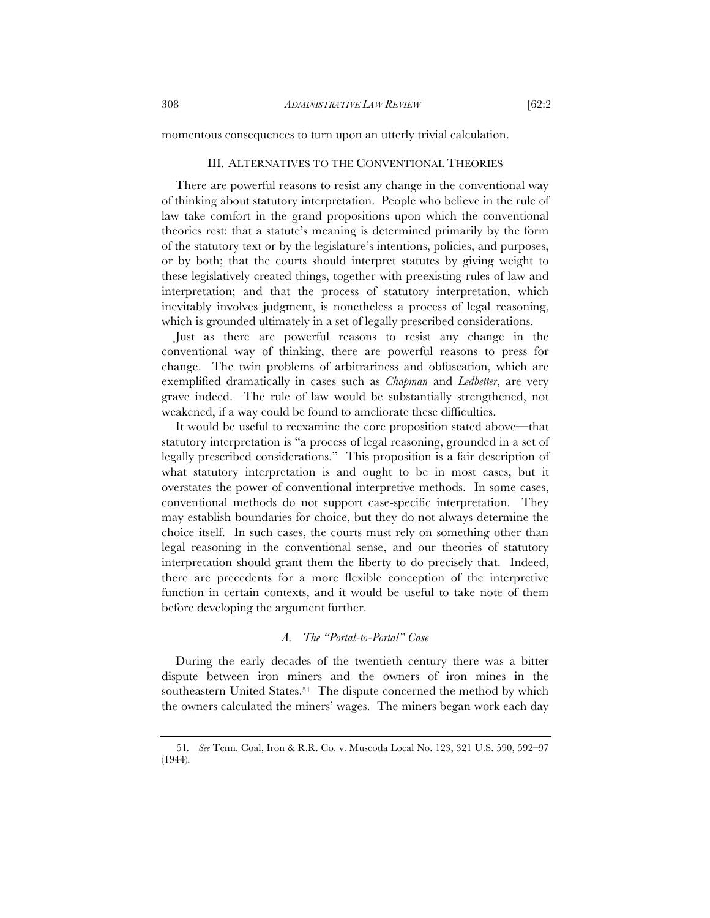momentous consequences to turn upon an utterly trivial calculation.

## III. Alternatives to the Conventional Theories

There are powerful reasons to resist any change in the conventional way of thinking about statutory interpretation. People who believe in the rule of law take comfort in the grand propositions upon which the conventional theories rest: that a statute's meaning is determined primarily by the form of the statutory text or by the legislature's intentions, policies, and purposes, or by both; that the courts should interpret statutes by giving weight to these legislatively created things, together with preexisting rules of law and interpretation; and that the process of statutory interpretation, which inevitably involves judgment, is nonetheless a process of legal reasoning, which is grounded ultimately in a set of legally prescribed considerations.

Just as there are powerful reasons to resist any change in the conventional way of thinking, there are powerful reasons to press for change. The twin problems of arbitrariness and obfuscation, which are exemplified dramatically in cases such as *Chapman* and *Ledbetter*, are very grave indeed. The rule of law would be substantially strengthened, not weakened, if a way could be found to ameliorate these difficulties.

It would be useful to reexamine the core proposition stated above—that statutory interpretation is "a process of legal reasoning, grounded in a set of legally prescribed considerations." This proposition is a fair description of what statutory interpretation is and ought to be in most cases, but it overstates the power of conventional interpretive methods. In some cases, conventional methods do not support case-specific interpretation. They may establish boundaries for choice, but they do not always determine the choice itself. In such cases, the courts must rely on something other than legal reasoning in the conventional sense, and our theories of statutory interpretation should grant them the liberty to do precisely that. Indeed, there are precedents for a more flexible conception of the interpretive function in certain contexts, and it would be useful to take note of them before developing the argument further.

### A. The "Portal-to-Portal" Case

During the early decades of the twentieth century there was a bitter dispute between iron miners and the owners of iron mines in the southeastern United States.[51] The dispute concerned the method by which the owners calculated the miners' wages. The miners began work each day

---

51. *See* Tenn. Coal, Iron & R.R. Co. v. Muscoda Local No. 123, 321 U.S. 590, 592–97 (1944).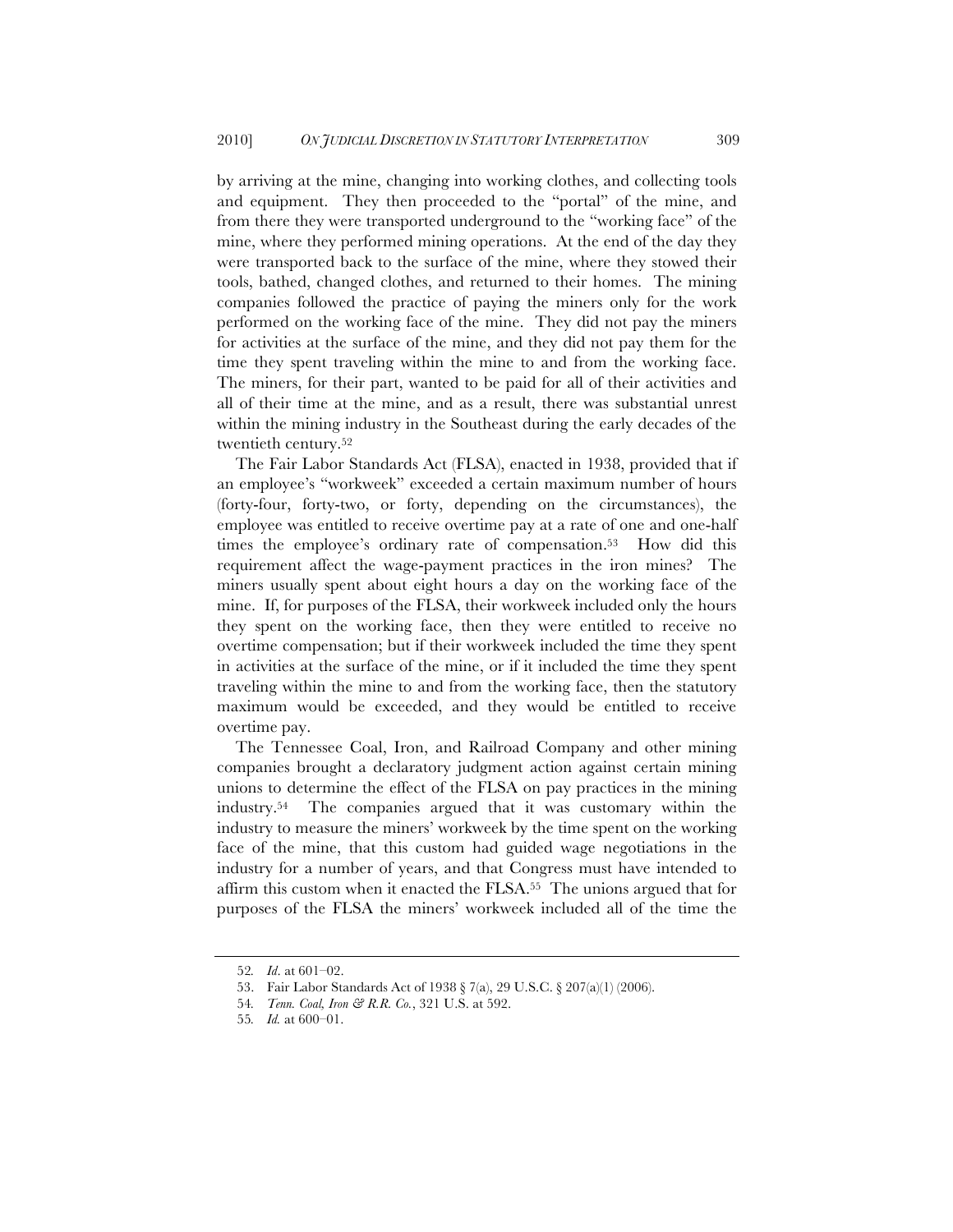by arriving at the mine, changing into working clothes, and collecting tools and equipment. They then proceeded to the "portal" of the mine, and from there they were transported underground to the "working face" of the mine, where they performed mining operations. At the end of the day they were transported back to the surface of the mine, where they stowed their tools, bathed, changed clothes, and returned to their homes. The mining companies followed the practice of paying the miners only for the work performed on the working face of the mine. They did not pay the miners for activities at the surface of the mine, and they did not pay them for the time they spent traveling within the mine to and from the working face. The miners, for their part, wanted to be paid for all of their activities and all of their time at the mine, and as a result, there was substantial unrest within the mining industry in the Southeast during the early decades of the twentieth century.[52]

The Fair Labor Standards Act (FLSA), enacted in 1938, provided that if an employee's "workweek" exceeded a certain maximum number of hours (forty-four, forty-two, or forty, depending on the circumstances), the employee was entitled to receive overtime pay at a rate of one and one-half times the employee's ordinary rate of compensation.[53] How did this requirement affect the wage-payment practices in the iron mines? The miners usually spent about eight hours a day on the working face of the mine. If, for purposes of the FLSA, their workweek included only the hours they spent on the working face, then they were entitled to receive no overtime compensation; but if their workweek included the time they spent in activities at the surface of the mine, or if it included the time they spent traveling within the mine to and from the working face, then the statutory maximum would be exceeded, and they would be entitled to receive overtime pay.

The Tennessee Coal, Iron, and Railroad Company and other mining companies brought a declaratory judgment action against certain mining unions to determine the effect of the FLSA on pay practices in the mining industry.[54] The companies argued that it was customary within the industry to measure the miners' workweek by the time spent on the working face of the mine, that this custom had guided wage negotiations in the industry for a number of years, and that Congress must have intended to affirm this custom when it enacted the FLSA.[55] The unions argued that for purposes of the FLSA the miners' workweek included all of the time the

---

52. *Id.* at 601–02.

53. Fair Labor Standards Act of 1938 § 7(a), 29 U.S.C. § 207(a)(1) (2006).

54. *Tenn. Coal, Iron & R.R. Co.*, 321 U.S. at 592.

55. *Id.* at 600–01.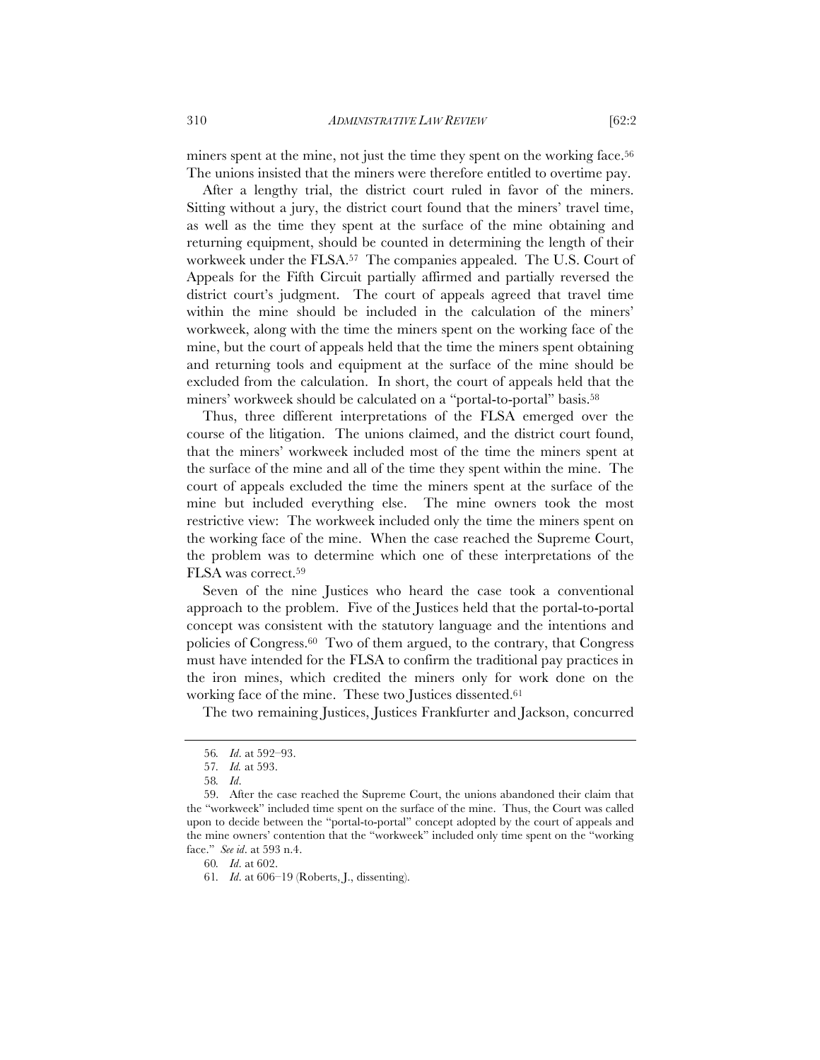miners spent at the mine, not just the time they spent on the working face.[56] The unions insisted that the miners were therefore entitled to overtime pay.

After a lengthy trial, the district court ruled in favor of the miners. Sitting without a jury, the district court found that the miners' travel time, as well as the time they spent at the surface of the mine obtaining and returning equipment, should be counted in determining the length of their workweek under the FLSA.[57] The companies appealed. The U.S. Court of Appeals for the Fifth Circuit partially affirmed and partially reversed the district court's judgment. The court of appeals agreed that travel time within the mine should be included in the calculation of the miners' workweek, along with the time the miners spent on the working face of the mine, but the court of appeals held that the time the miners spent obtaining and returning tools and equipment at the surface of the mine should be excluded from the calculation. In short, the court of appeals held that the miners' workweek should be calculated on a "portal-to-portal" basis.[58]

Thus, three different interpretations of the FLSA emerged over the course of the litigation. The unions claimed, and the district court found, that the miners' workweek included most of the time the miners spent at the surface of the mine and all of the time they spent within the mine. The court of appeals excluded the time the miners spent at the surface of the mine but included everything else. The mine owners took the most restrictive view: The workweek included only the time the miners spent on the working face of the mine. When the case reached the Supreme Court, the problem was to determine which one of these interpretations of the FLSA was correct.[59]

Seven of the nine Justices who heard the case took a conventional approach to the problem. Five of the Justices held that the portal-to-portal concept was consistent with the statutory language and the intentions and policies of Congress.[60] Two of them argued, to the contrary, that Congress must have intended for the FLSA to confirm the traditional pay practices in the iron mines, which credited the miners only for work done on the working face of the mine. These two Justices dissented.[61]

The two remaining Justices, Justices Frankfurter and Jackson, concurred

---

56. *Id.* at 592–93.

57. *Id.* at 593.

58. *Id.*

59. After the case reached the Supreme Court, the unions abandoned their claim that the "workweek" included time spent on the surface of the mine. Thus, the Court was called upon to decide between the "portal-to-portal" concept adopted by the court of appeals and the mine owners' contention that the "workweek" included only time spent on the "working face." *See id.* at 593 n.4.

60. *Id.* at 602.

61. *Id.* at 606–19 (Roberts, J., dissenting).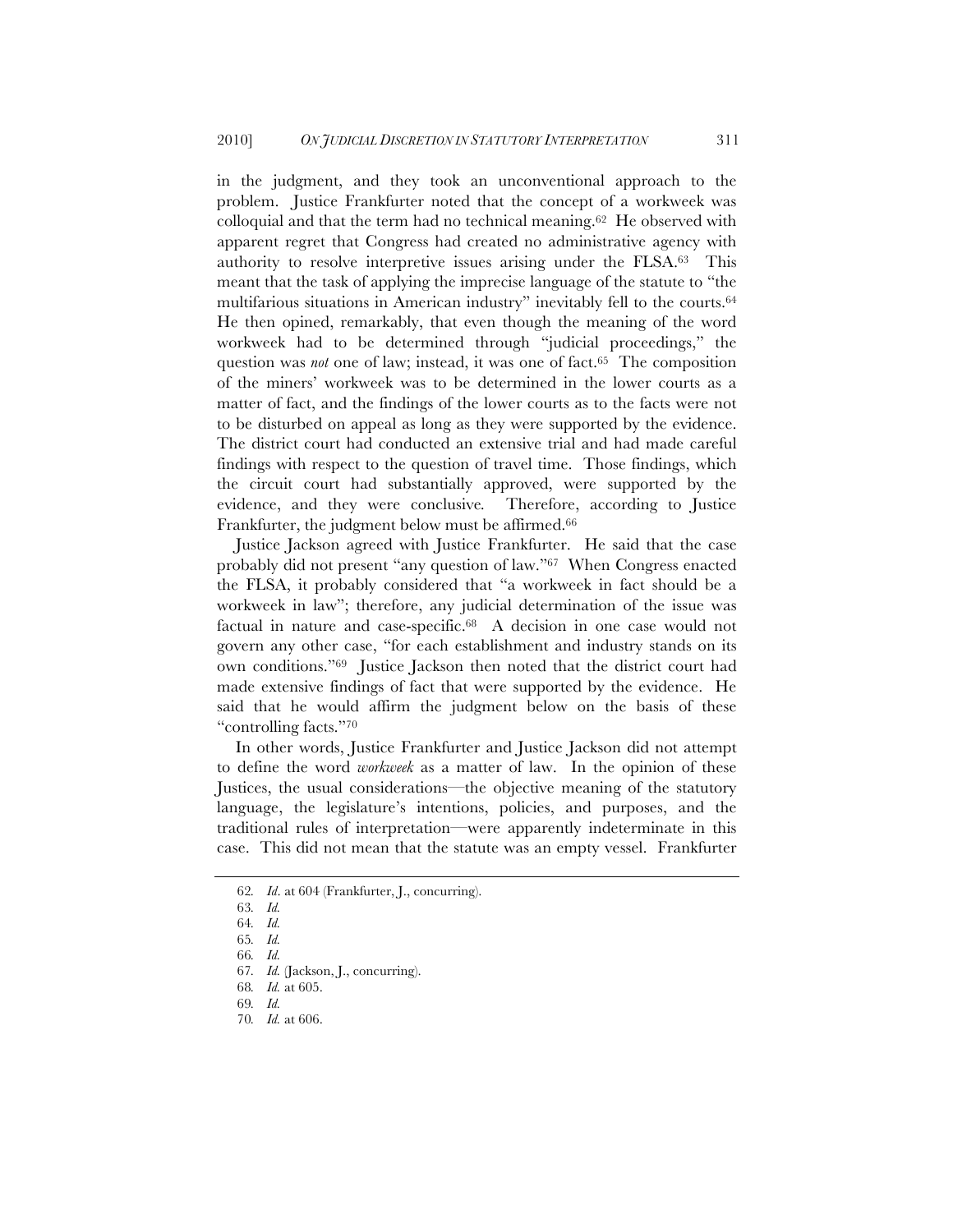in the judgment, and they took an unconventional approach to the problem. Justice Frankfurter noted that the concept of a workweek was colloquial and that the term had no technical meaning.[62] He observed with apparent regret that Congress had created no administrative agency with authority to resolve interpretive issues arising under the FLSA.[63] This meant that the task of applying the imprecise language of the statute to "the multifarious situations in American industry" inevitably fell to the courts.[64] He then opined, remarkably, that even though the meaning of the word workweek had to be determined through "judicial proceedings," the question was *not* one of law; instead, it was one of fact.[65] The composition of the miners' workweek was to be determined in the lower courts as a matter of fact, and the findings of the lower courts as to the facts were not to be disturbed on appeal as long as they were supported by the evidence. The district court had conducted an extensive trial and had made careful findings with respect to the question of travel time. Those findings, which the circuit court had substantially approved, were supported by the evidence, and they were conclusive. Therefore, according to Justice Frankfurter, the judgment below must be affirmed.[66]

Justice Jackson agreed with Justice Frankfurter. He said that the case probably did not present "any question of law."[67] When Congress enacted the FLSA, it probably considered that "a workweek in fact should be a workweek in law"; therefore, any judicial determination of the issue was factual in nature and case-specific.[68] A decision in one case would not govern any other case, "for each establishment and industry stands on its own conditions."[69] Justice Jackson then noted that the district court had made extensive findings of fact that were supported by the evidence. He said that he would affirm the judgment below on the basis of these "controlling facts."[70]

In other words, Justice Frankfurter and Justice Jackson did not attempt to define the word *workweek* as a matter of law. In the opinion of these Justices, the usual considerations—the objective meaning of the statutory language, the legislature's intentions, policies, and purposes, and the traditional rules of interpretation—were apparently indeterminate in this case. This did not mean that the statute was an empty vessel. Frankfurter

62. *Id*. at 604 (Frankfurter, J., concurring).

63. *Id.*

64. *Id.*

65. *Id.*

66. *Id.*

67. *Id.* (Jackson, J., concurring).

68. *Id.* at 605.

69. *Id.*

70. *Id.* at 606.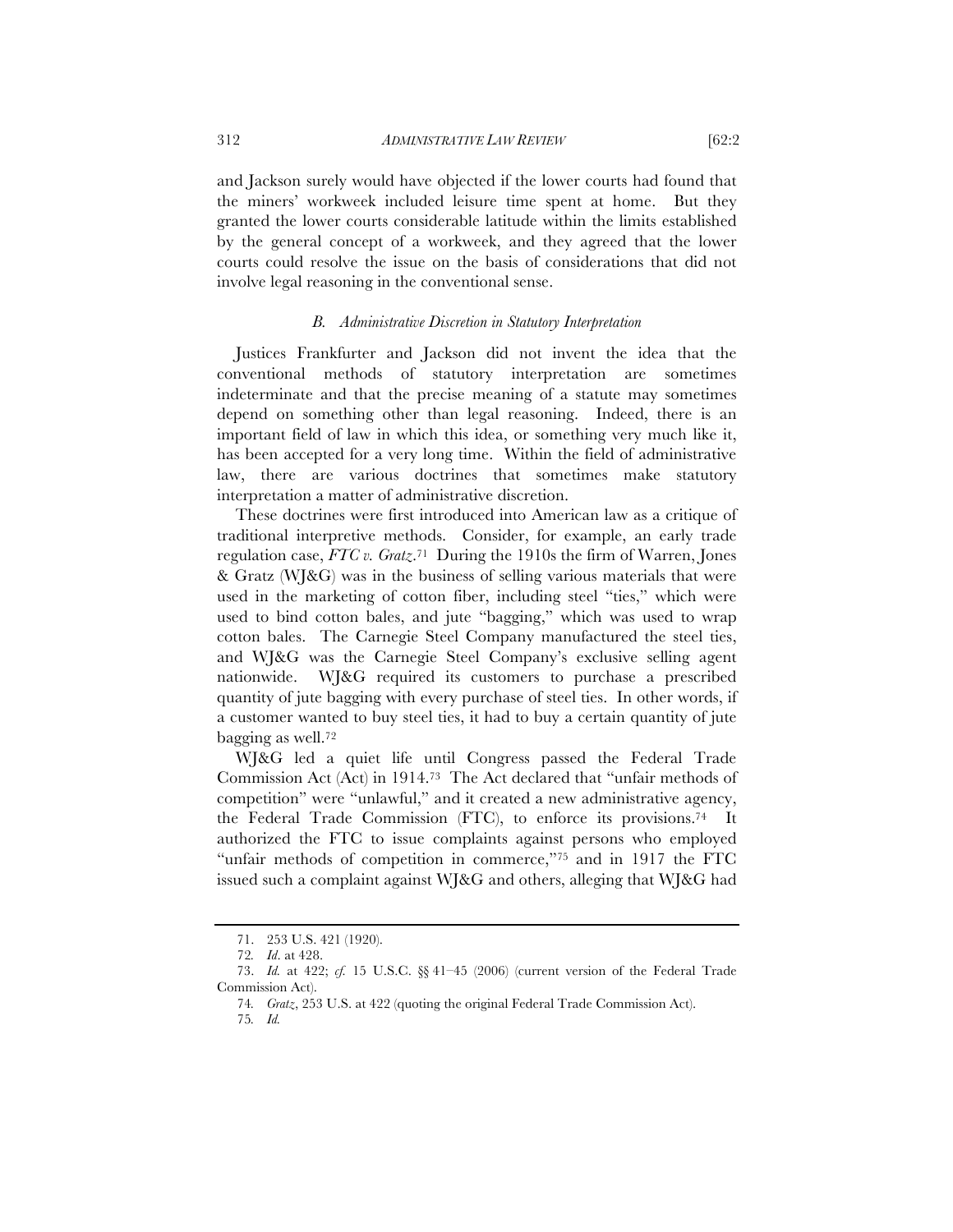and Jackson surely would have objected if the lower courts had found that the miners' workweek included leisure time spent at home. But they granted the lower courts considerable latitude within the limits established by the general concept of a workweek, and they agreed that the lower courts could resolve the issue on the basis of considerations that did not involve legal reasoning in the conventional sense.

### *B. Administrative Discretion in Statutory Interpretation*

Justices Frankfurter and Jackson did not invent the idea that the conventional methods of statutory interpretation are sometimes indeterminate and that the precise meaning of a statute may sometimes depend on something other than legal reasoning. Indeed, there is an important field of law in which this idea, or something very much like it, has been accepted for a very long time. Within the field of administrative law, there are various doctrines that sometimes make statutory interpretation a matter of administrative discretion.

These doctrines were first introduced into American law as a critique of traditional interpretive methods. Consider, for example, an early trade regulation case, *FTC v. Gratz*.[71] During the 1910s the firm of Warren, Jones & Gratz (WJ&G) was in the business of selling various materials that were used in the marketing of cotton fiber, including steel "ties," which were used to bind cotton bales, and jute "bagging," which was used to wrap cotton bales. The Carnegie Steel Company manufactured the steel ties, and WJ&G was the Carnegie Steel Company's exclusive selling agent nationwide. WJ&G required its customers to purchase a prescribed quantity of jute bagging with every purchase of steel ties. In other words, if a customer wanted to buy steel ties, it had to buy a certain quantity of jute bagging as well.[72]

WJ&G led a quiet life until Congress passed the Federal Trade Commission Act (Act) in 1914.[73] The Act declared that "unfair methods of competition" were "unlawful," and it created a new administrative agency, the Federal Trade Commission (FTC), to enforce its provisions.[74] It authorized the FTC to issue complaints against persons who employed "unfair methods of competition in commerce,"[75] and in 1917 the FTC issued such a complaint against WJ&G and others, alleging that WJ&G had

---

71. 253 U.S. 421 (1920).

72. *Id*. at 428.

73. *Id.* at 422; *cf.* 15 U.S.C. §§ 41–45 (2006) (current version of the Federal Trade Commission Act).

74. *Gratz*, 253 U.S. at 422 (quoting the original Federal Trade Commission Act).

75. *Id.*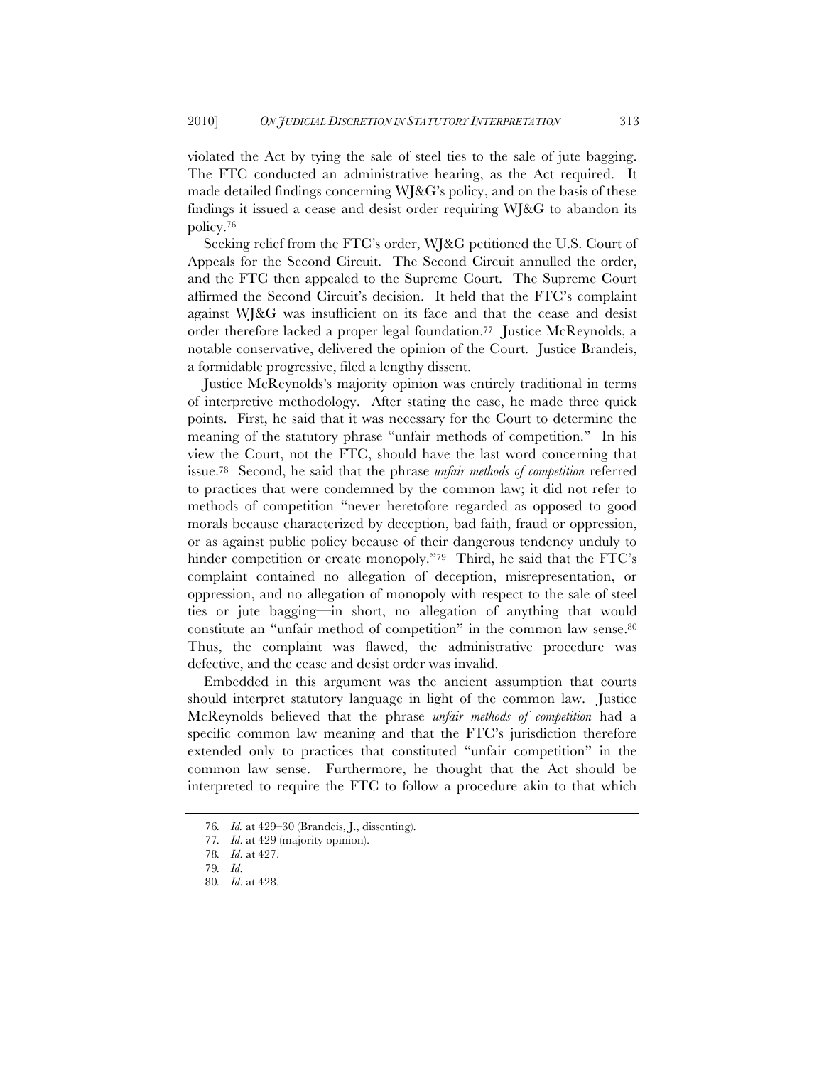violated the Act by tying the sale of steel ties to the sale of jute bagging. The FTC conducted an administrative hearing, as the Act required. It made detailed findings concerning WJ&G's policy, and on the basis of these findings it issued a cease and desist order requiring WJ&G to abandon its policy.[76]

Seeking relief from the FTC's order, WJ&G petitioned the U.S. Court of Appeals for the Second Circuit. The Second Circuit annulled the order, and the FTC then appealed to the Supreme Court. The Supreme Court affirmed the Second Circuit's decision. It held that the FTC's complaint against WJ&G was insufficient on its face and that the cease and desist order therefore lacked a proper legal foundation.[77] Justice McReynolds, a notable conservative, delivered the opinion of the Court. Justice Brandeis, a formidable progressive, filed a lengthy dissent.

Justice McReynolds's majority opinion was entirely traditional in terms of interpretive methodology. After stating the case, he made three quick points. First, he said that it was necessary for the Court to determine the meaning of the statutory phrase "unfair methods of competition." In his view the Court, not the FTC, should have the last word concerning that issue.[78] Second, he said that the phrase *unfair methods of competition* referred to practices that were condemned by the common law; it did not refer to methods of competition "never heretofore regarded as opposed to good morals because characterized by deception, bad faith, fraud or oppression, or as against public policy because of their dangerous tendency unduly to hinder competition or create monopoly."[79] Third, he said that the FTC's complaint contained no allegation of deception, misrepresentation, or oppression, and no allegation of monopoly with respect to the sale of steel ties or jute bagging—in short, no allegation of anything that would constitute an "unfair method of competition" in the common law sense.[80] Thus, the complaint was flawed, the administrative procedure was defective, and the cease and desist order was invalid.

Embedded in this argument was the ancient assumption that courts should interpret statutory language in light of the common law. Justice McReynolds believed that the phrase *unfair methods of competition* had a specific common law meaning and that the FTC's jurisdiction therefore extended only to practices that constituted "unfair competition" in the common law sense. Furthermore, he thought that the Act should be interpreted to require the FTC to follow a procedure akin to that which

76. *Id.* at 429–30 (Brandeis, J., dissenting).

77. *Id.* at 429 (majority opinion).

78. *Id.* at 427.

79. *Id.*

80. *Id.* at 428.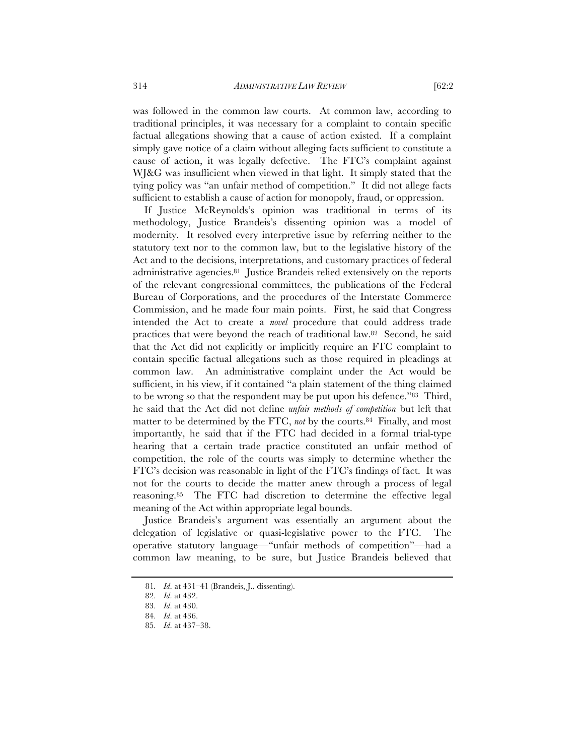was followed in the common law courts. At common law, according to traditional principles, it was necessary for a complaint to contain specific factual allegations showing that a cause of action existed. If a complaint simply gave notice of a claim without alleging facts sufficient to constitute a cause of action, it was legally defective. The FTC's complaint against WJ&G was insufficient when viewed in that light. It simply stated that the tying policy was "an unfair method of competition." It did not allege facts sufficient to establish a cause of action for monopoly, fraud, or oppression.

If Justice McReynolds's opinion was traditional in terms of its methodology, Justice Brandeis's dissenting opinion was a model of modernity. It resolved every interpretive issue by referring neither to the statutory text nor to the common law, but to the legislative history of the Act and to the decisions, interpretations, and customary practices of federal administrative agencies.[81] Justice Brandeis relied extensively on the reports of the relevant congressional committees, the publications of the Federal Bureau of Corporations, and the procedures of the Interstate Commerce Commission, and he made four main points. First, he said that Congress intended the Act to create a *novel* procedure that could address trade practices that were beyond the reach of traditional law.[82] Second, he said that the Act did not explicitly or implicitly require an FTC complaint to contain specific factual allegations such as those required in pleadings at common law. An administrative complaint under the Act would be sufficient, in his view, if it contained "a plain statement of the thing claimed to be wrong so that the respondent may be put upon his defence."[83] Third, he said that the Act did not define *unfair methods of competition* but left that matter to be determined by the FTC, *not* by the courts.[84] Finally, and most importantly, he said that if the FTC had decided in a formal trial-type hearing that a certain trade practice constituted an unfair method of competition, the role of the courts was simply to determine whether the FTC's decision was reasonable in light of the FTC's findings of fact. It was not for the courts to decide the matter anew through a process of legal reasoning.[85] The FTC had discretion to determine the effective legal meaning of the Act within appropriate legal bounds.

Justice Brandeis's argument was essentially an argument about the delegation of legislative or quasi-legislative power to the FTC. The operative statutory language—"unfair methods of competition"—had a common law meaning, to be sure, but Justice Brandeis believed that

81. *Id.* at 431–41 (Brandeis, J., dissenting).

82. *Id.* at 432.

83. *Id.* at 430.

84. *Id.* at 436.

85. *Id.* at 437–38.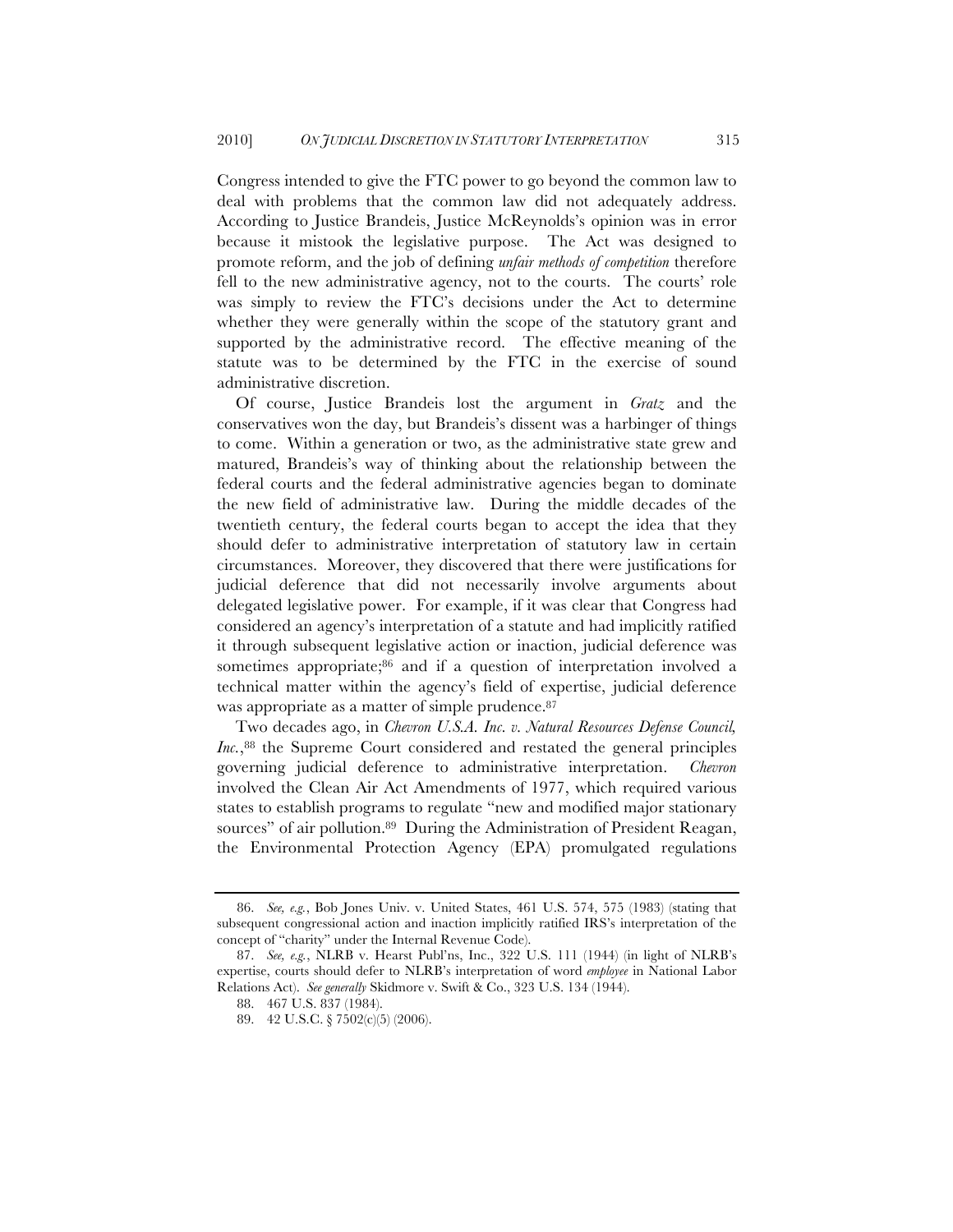Congress intended to give the FTC power to go beyond the common law to deal with problems that the common law did not adequately address. According to Justice Brandeis, Justice McReynolds's opinion was in error because it mistook the legislative purpose. The Act was designed to promote reform, and the job of defining *unfair methods of competition* therefore fell to the new administrative agency, not to the courts. The courts' role was simply to review the FTC's decisions under the Act to determine whether they were generally within the scope of the statutory grant and supported by the administrative record. The effective meaning of the statute was to be determined by the FTC in the exercise of sound administrative discretion.

Of course, Justice Brandeis lost the argument in *Gratz* and the conservatives won the day, but Brandeis's dissent was a harbinger of things to come. Within a generation or two, as the administrative state grew and matured, Brandeis's way of thinking about the relationship between the federal courts and the federal administrative agencies began to dominate the new field of administrative law. During the middle decades of the twentieth century, the federal courts began to accept the idea that they should defer to administrative interpretation of statutory law in certain circumstances. Moreover, they discovered that there were justifications for judicial deference that did not necessarily involve arguments about delegated legislative power. For example, if it was clear that Congress had considered an agency's interpretation of a statute and had implicitly ratified it through subsequent legislative action or inaction, judicial deference was sometimes appropriate;[86] and if a question of interpretation involved a technical matter within the agency's field of expertise, judicial deference was appropriate as a matter of simple prudence.[87]

Two decades ago, in *Chevron U.S.A. Inc. v. Natural Resources Defense Council, Inc.*,[88] the Supreme Court considered and restated the general principles governing judicial deference to administrative interpretation. *Chevron* involved the Clean Air Act Amendments of 1977, which required various states to establish programs to regulate "new and modified major stationary sources" of air pollution.[89] During the Administration of President Reagan, the Environmental Protection Agency (EPA) promulgated regulations

---

86. *See, e.g.*, Bob Jones Univ. v. United States, 461 U.S. 574, 575 (1983) (stating that subsequent congressional action and inaction implicitly ratified IRS's interpretation of the concept of "charity" under the Internal Revenue Code).

87. *See, e.g.*, NLRB v. Hearst Publ'ns, Inc., 322 U.S. 111 (1944) (in light of NLRB's expertise, courts should defer to NLRB's interpretation of word *employee* in National Labor Relations Act). *See generally* Skidmore v. Swift & Co., 323 U.S. 134 (1944).

88. 467 U.S. 837 (1984).

89. 42 U.S.C. § 7502(c)(5) (2006).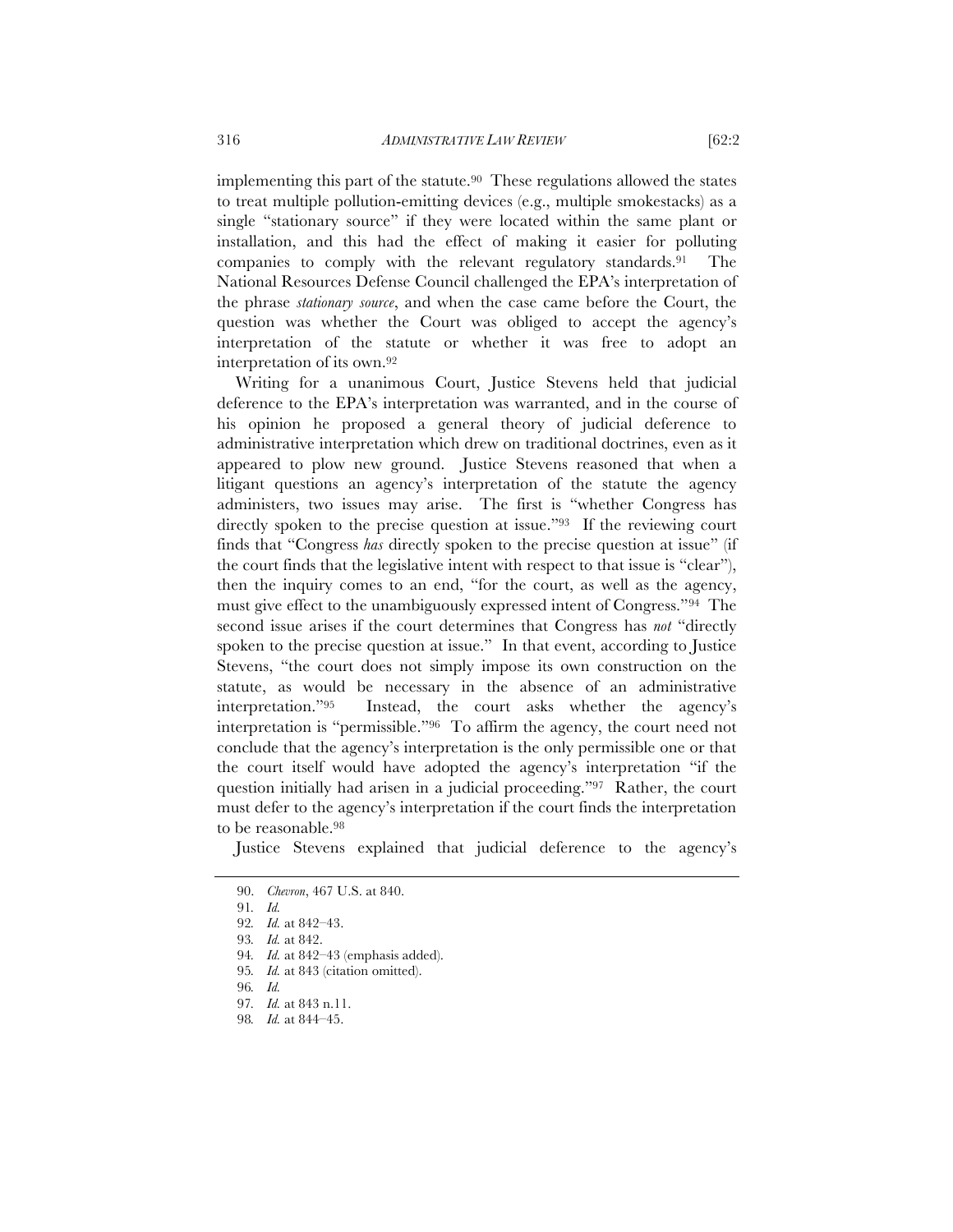implementing this part of the statute.[90] These regulations allowed the states to treat multiple pollution-emitting devices (e.g., multiple smokestacks) as a single "stationary source" if they were located within the same plant or installation, and this had the effect of making it easier for polluting companies to comply with the relevant regulatory standards.[91] The National Resources Defense Council challenged the EPA's interpretation of the phrase *stationary source*, and when the case came before the Court, the question was whether the Court was obliged to accept the agency's interpretation of the statute or whether it was free to adopt an interpretation of its own.[92]

Writing for a unanimous Court, Justice Stevens held that judicial deference to the EPA's interpretation was warranted, and in the course of his opinion he proposed a general theory of judicial deference to administrative interpretation which drew on traditional doctrines, even as it appeared to plow new ground. Justice Stevens reasoned that when a litigant questions an agency's interpretation of the statute the agency administers, two issues may arise. The first is "whether Congress has directly spoken to the precise question at issue."[93] If the reviewing court finds that "Congress *has* directly spoken to the precise question at issue" (if the court finds that the legislative intent with respect to that issue is "clear"), then the inquiry comes to an end, "for the court, as well as the agency, must give effect to the unambiguously expressed intent of Congress."[94] The second issue arises if the court determines that Congress has *not* "directly spoken to the precise question at issue." In that event, according to Justice Stevens, "the court does not simply impose its own construction on the statute, as would be necessary in the absence of an administrative interpretation."[95] Instead, the court asks whether the agency's interpretation is "permissible."[96] To affirm the agency, the court need not conclude that the agency's interpretation is the only permissible one or that the court itself would have adopted the agency's interpretation "if the question initially had arisen in a judicial proceeding."[97] Rather, the court must defer to the agency's interpretation if the court finds the interpretation to be reasonable.[98]

Justice Stevens explained that judicial deference to the agency's

---

90. *Chevron*, 467 U.S. at 840.

91. *Id.*

92. *Id.* at 842–43.

93. *Id.* at 842.

94. *Id.* at 842–43 (emphasis added).

95. *Id.* at 843 (citation omitted).

96. *Id.*

97. *Id.* at 843 n.11.

98. *Id.* at 844–45.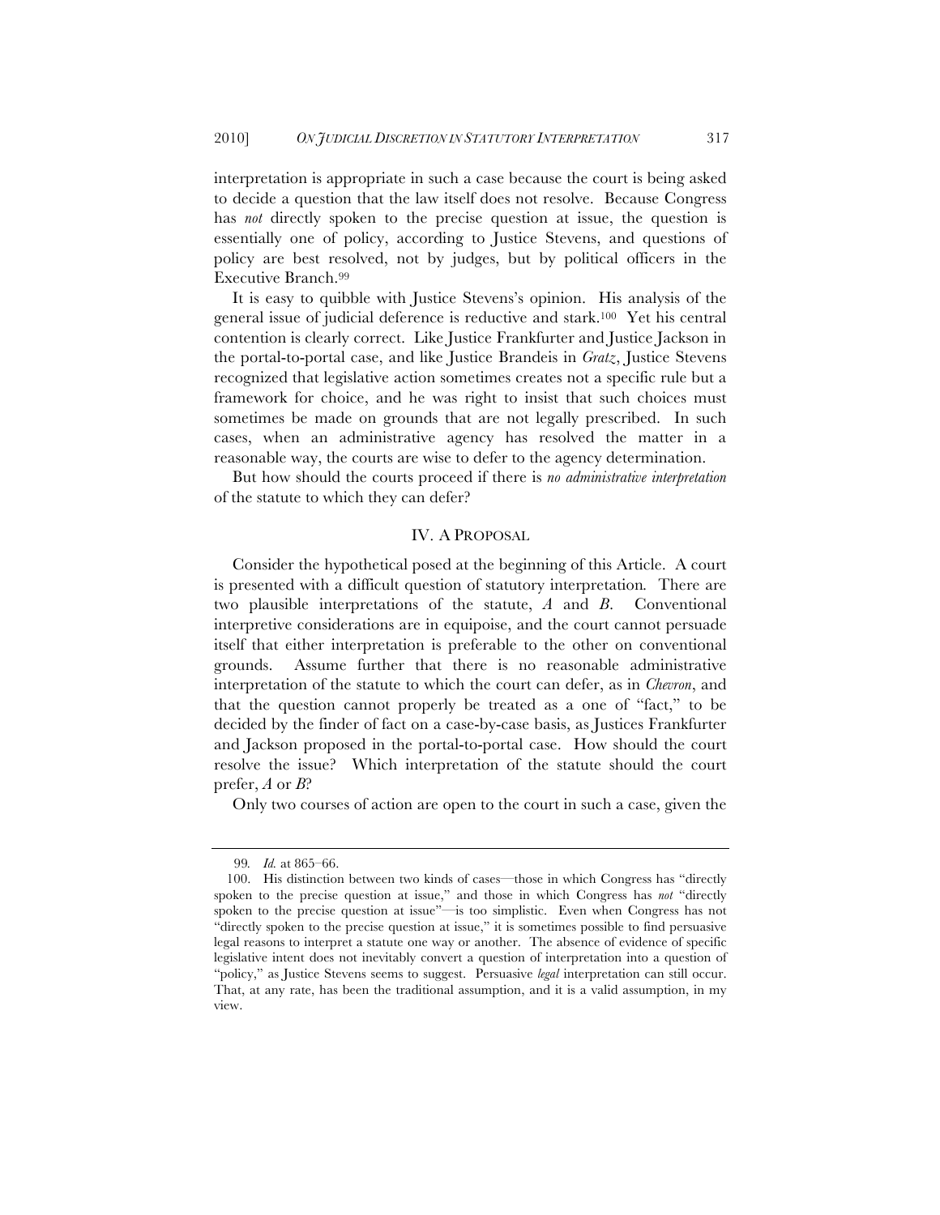interpretation is appropriate in such a case because the court is being asked to decide a question that the law itself does not resolve. Because Congress has *not* directly spoken to the precise question at issue, the question is essentially one of policy, according to Justice Stevens, and questions of policy are best resolved, not by judges, but by political officers in the Executive Branch.[99]

It is easy to quibble with Justice Stevens's opinion. His analysis of the general issue of judicial deference is reductive and stark.[100] Yet his central contention is clearly correct. Like Justice Frankfurter and Justice Jackson in the portal-to-portal case, and like Justice Brandeis in *Gratz*, Justice Stevens recognized that legislative action sometimes creates not a specific rule but a framework for choice, and he was right to insist that such choices must sometimes be made on grounds that are not legally prescribed. In such cases, when an administrative agency has resolved the matter in a reasonable way, the courts are wise to defer to the agency determination.

But how should the courts proceed if there is *no administrative interpretation* of the statute to which they can defer?

## IV. A PROPOSAL

Consider the hypothetical posed at the beginning of this Article. A court is presented with a difficult question of statutory interpretation. There are two plausible interpretations of the statute, *A* and *B*. Conventional interpretive considerations are in equipoise, and the court cannot persuade itself that either interpretation is preferable to the other on conventional grounds. Assume further that there is no reasonable administrative interpretation of the statute to which the court can defer, as in *Chevron*, and that the question cannot properly be treated as a one of "fact," to be decided by the finder of fact on a case-by-case basis, as Justices Frankfurter and Jackson proposed in the portal-to-portal case. How should the court resolve the issue? Which interpretation of the statute should the court prefer, *A* or *B*?

Only two courses of action are open to the court in such a case, given the

---

99. *Id.* at 865–66.

100. His distinction between two kinds of cases—those in which Congress has "directly spoken to the precise question at issue," and those in which Congress has *not* "directly spoken to the precise question at issue"—is too simplistic. Even when Congress has not "directly spoken to the precise question at issue," it is sometimes possible to find persuasive legal reasons to interpret a statute one way or another. The absence of evidence of specific legislative intent does not inevitably convert a question of interpretation into a question of "policy," as Justice Stevens seems to suggest. Persuasive *legal* interpretation can still occur. That, at any rate, has been the traditional assumption, and it is a valid assumption, in my view.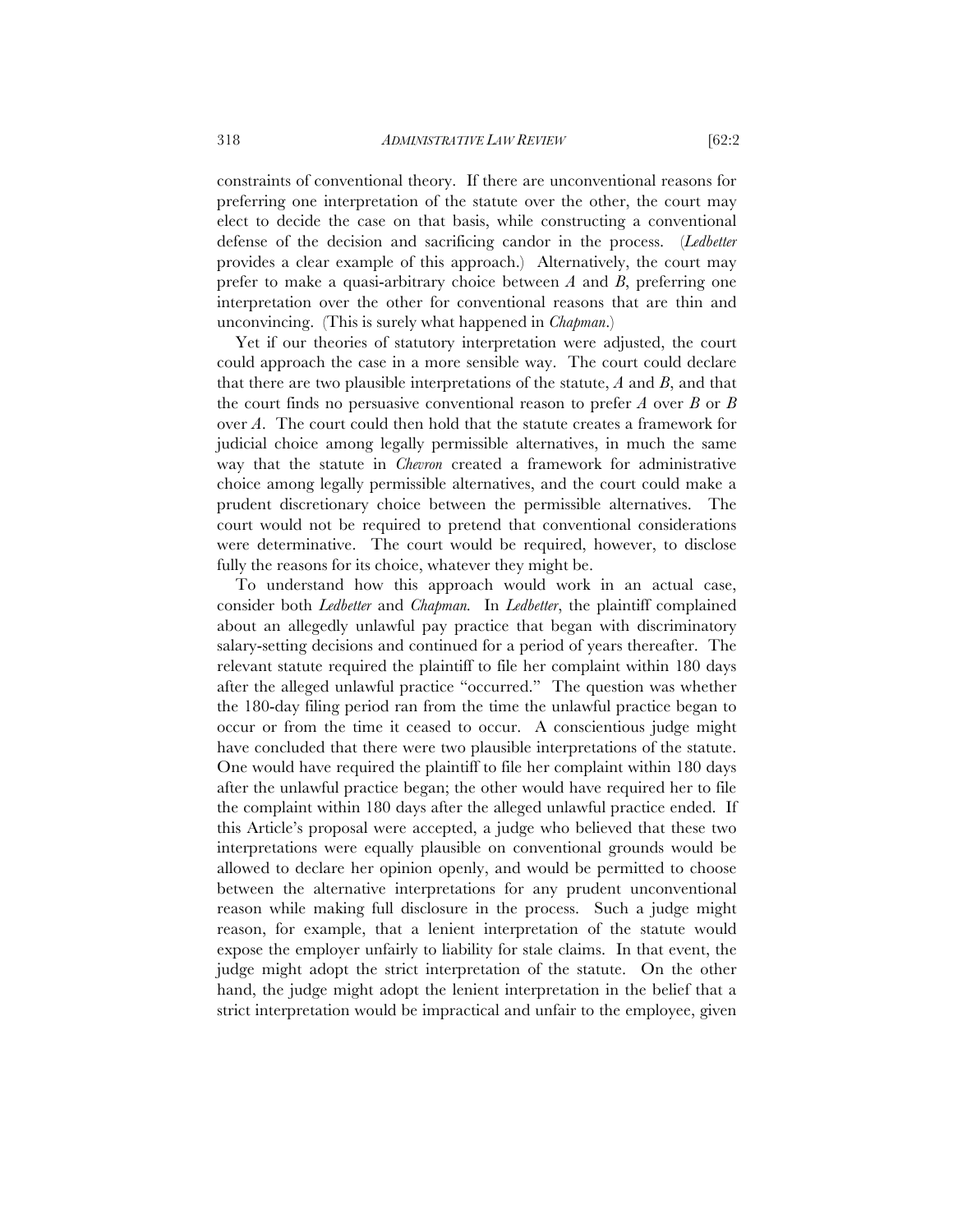constraints of conventional theory. If there are unconventional reasons for preferring one interpretation of the statute over the other, the court may elect to decide the case on that basis, while constructing a conventional defense of the decision and sacrificing candor in the process. (*Ledbetter* provides a clear example of this approach.) Alternatively, the court may prefer to make a quasi-arbitrary choice between *A* and *B*, preferring one interpretation over the other for conventional reasons that are thin and unconvincing. (This is surely what happened in *Chapman*.)

Yet if our theories of statutory interpretation were adjusted, the court could approach the case in a more sensible way. The court could declare that there are two plausible interpretations of the statute, *A* and *B*, and that the court finds no persuasive conventional reason to prefer *A* over *B* or *B* over *A*. The court could then hold that the statute creates a framework for judicial choice among legally permissible alternatives, in much the same way that the statute in *Chevron* created a framework for administrative choice among legally permissible alternatives, and the court could make a prudent discretionary choice between the permissible alternatives. The court would not be required to pretend that conventional considerations were determinative. The court would be required, however, to disclose fully the reasons for its choice, whatever they might be.

To understand how this approach would work in an actual case, consider both *Ledbetter* and *Chapman*. In *Ledbetter*, the plaintiff complained about an allegedly unlawful pay practice that began with discriminatory salary-setting decisions and continued for a period of years thereafter. The relevant statute required the plaintiff to file her complaint within 180 days after the alleged unlawful practice "occurred." The question was whether the 180-day filing period ran from the time the unlawful practice began to occur or from the time it ceased to occur. A conscientious judge might have concluded that there were two plausible interpretations of the statute. One would have required the plaintiff to file her complaint within 180 days after the unlawful practice began; the other would have required her to file the complaint within 180 days after the alleged unlawful practice ended. If this Article's proposal were accepted, a judge who believed that these two interpretations were equally plausible on conventional grounds would be allowed to declare her opinion openly, and would be permitted to choose between the alternative interpretations for any prudent unconventional reason while making full disclosure in the process. Such a judge might reason, for example, that a lenient interpretation of the statute would expose the employer unfairly to liability for stale claims. In that event, the judge might adopt the strict interpretation of the statute. On the other hand, the judge might adopt the lenient interpretation in the belief that a strict interpretation would be impractical and unfair to the employee, given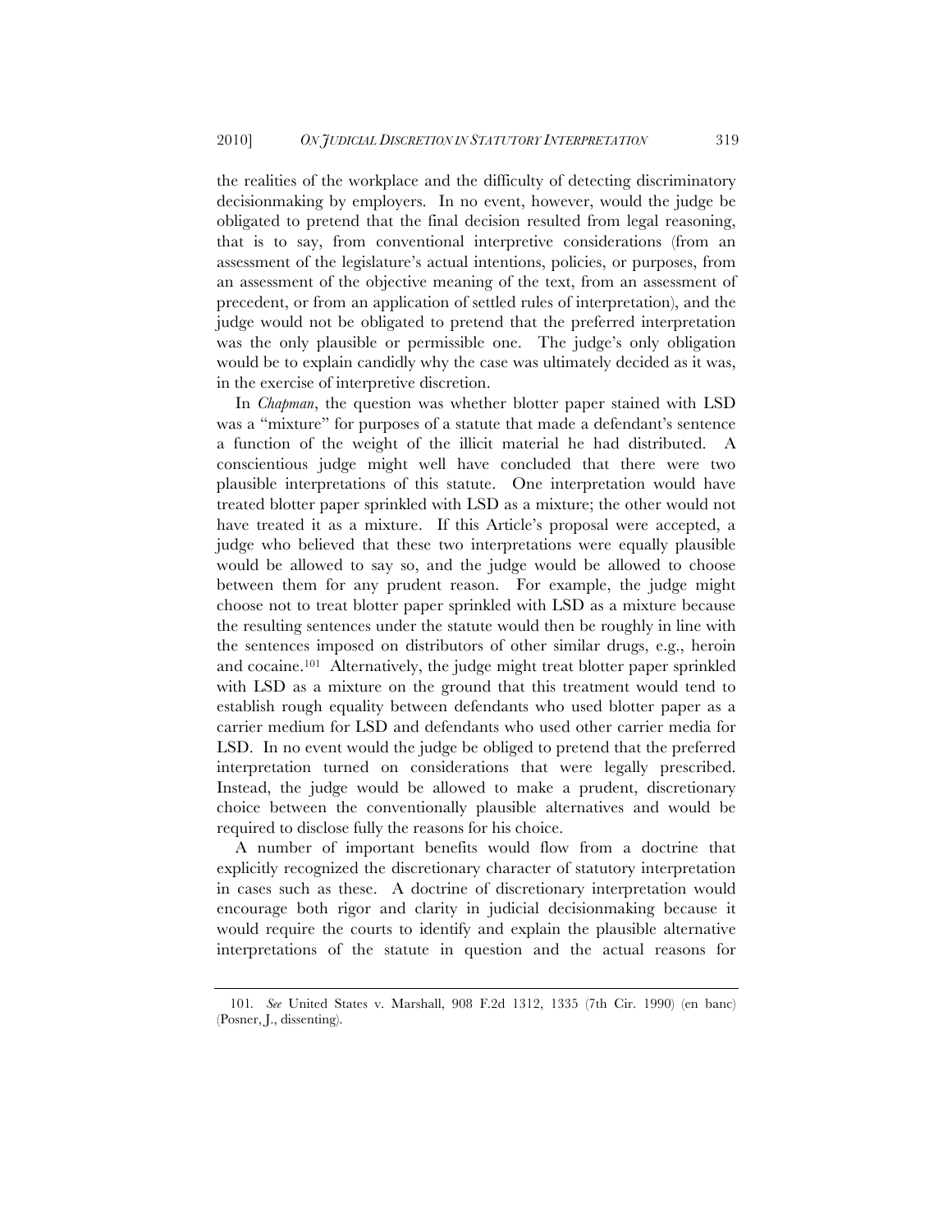the realities of the workplace and the difficulty of detecting discriminatory decisionmaking by employers. In no event, however, would the judge be obligated to pretend that the final decision resulted from legal reasoning, that is to say, from conventional interpretive considerations (from an assessment of the legislature's actual intentions, policies, or purposes, from an assessment of the objective meaning of the text, from an assessment of precedent, or from an application of settled rules of interpretation), and the judge would not be obligated to pretend that the preferred interpretation was the only plausible or permissible one. The judge's only obligation would be to explain candidly why the case was ultimately decided as it was, in the exercise of interpretive discretion.

In *Chapman*, the question was whether blotter paper stained with LSD was a "mixture" for purposes of a statute that made a defendant's sentence a function of the weight of the illicit material he had distributed. A conscientious judge might well have concluded that there were two plausible interpretations of this statute. One interpretation would have treated blotter paper sprinkled with LSD as a mixture; the other would not have treated it as a mixture. If this Article's proposal were accepted, a judge who believed that these two interpretations were equally plausible would be allowed to say so, and the judge would be allowed to choose between them for any prudent reason. For example, the judge might choose not to treat blotter paper sprinkled with LSD as a mixture because the resulting sentences under the statute would then be roughly in line with the sentences imposed on distributors of other similar drugs, e.g., heroin and cocaine.[101] Alternatively, the judge might treat blotter paper sprinkled with LSD as a mixture on the ground that this treatment would tend to establish rough equality between defendants who used blotter paper as a carrier medium for LSD and defendants who used other carrier media for LSD. In no event would the judge be obliged to pretend that the preferred interpretation turned on considerations that were legally prescribed. Instead, the judge would be allowed to make a prudent, discretionary choice between the conventionally plausible alternatives and would be required to disclose fully the reasons for his choice.

A number of important benefits would flow from a doctrine that explicitly recognized the discretionary character of statutory interpretation in cases such as these. A doctrine of discretionary interpretation would encourage both rigor and clarity in judicial decisionmaking because it would require the courts to identify and explain the plausible alternative interpretations of the statute in question and the actual reasons for

---

101. *See* United States v. Marshall, 908 F.2d 1312, 1335 (7th Cir. 1990) (en banc) (Posner, J., dissenting).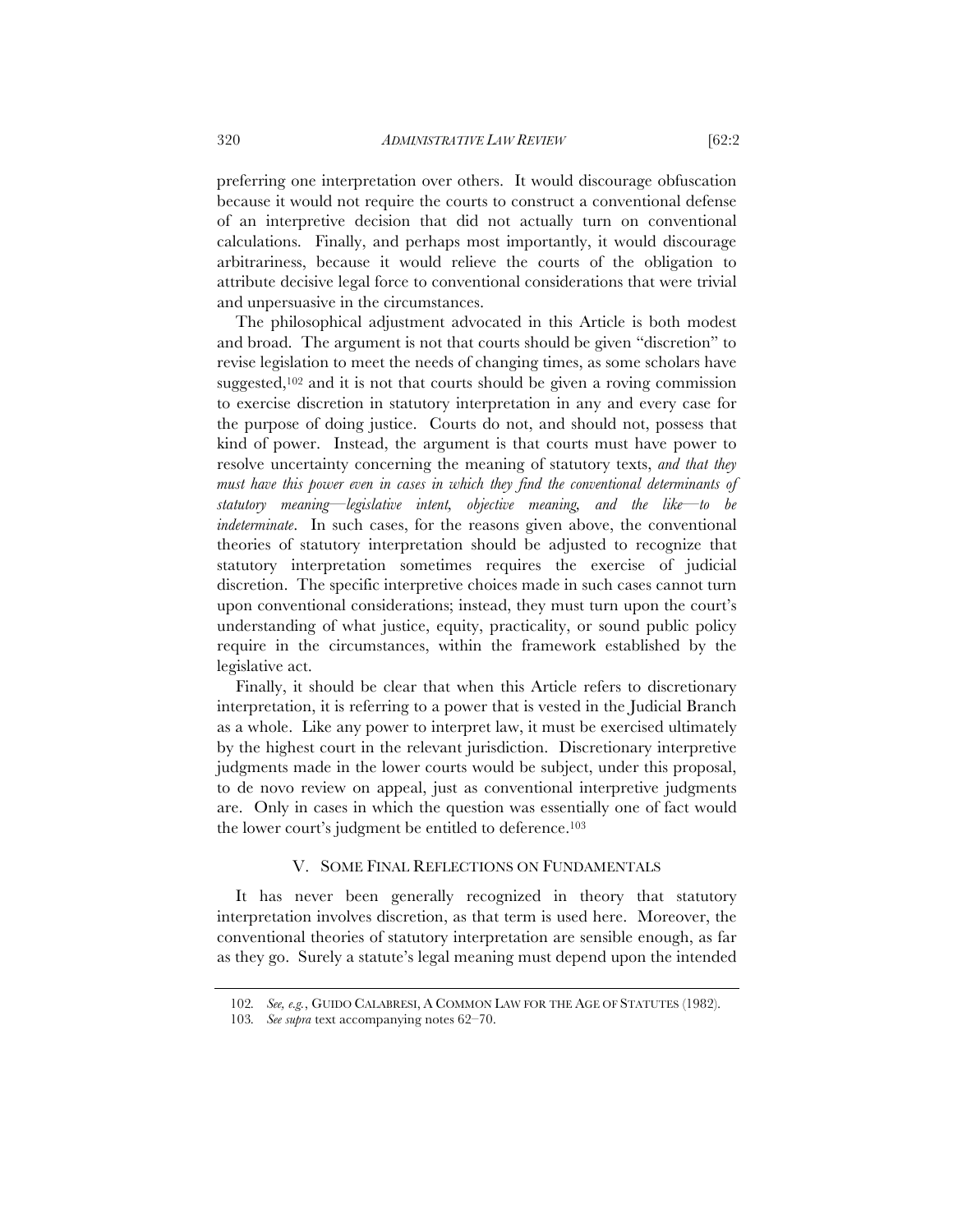preferring one interpretation over others. It would discourage obfuscation because it would not require the courts to construct a conventional defense of an interpretive decision that did not actually turn on conventional calculations. Finally, and perhaps most importantly, it would discourage arbitrariness, because it would relieve the courts of the obligation to attribute decisive legal force to conventional considerations that were trivial and unpersuasive in the circumstances.

The philosophical adjustment advocated in this Article is both modest and broad. The argument is not that courts should be given "discretion" to revise legislation to meet the needs of changing times, as some scholars have suggested,[102] and it is not that courts should be given a roving commission to exercise discretion in statutory interpretation in any and every case for the purpose of doing justice. Courts do not, and should not, possess that kind of power. Instead, the argument is that courts must have power to resolve uncertainty concerning the meaning of statutory texts, *and that they must have this power even in cases in which they find the conventional determinants of statutory meaning—legislative intent, objective meaning, and the like—to be indeterminate*. In such cases, for the reasons given above, the conventional theories of statutory interpretation should be adjusted to recognize that statutory interpretation sometimes requires the exercise of judicial discretion. The specific interpretive choices made in such cases cannot turn upon conventional considerations; instead, they must turn upon the court's understanding of what justice, equity, practicality, or sound public policy require in the circumstances, within the framework established by the legislative act.

Finally, it should be clear that when this Article refers to discretionary interpretation, it is referring to a power that is vested in the Judicial Branch as a whole. Like any power to interpret law, it must be exercised ultimately by the highest court in the relevant jurisdiction. Discretionary interpretive judgments made in the lower courts would be subject, under this proposal, to de novo review on appeal, just as conventional interpretive judgments are. Only in cases in which the question was essentially one of fact would the lower court's judgment be entitled to deference.[103]

## V. SOME FINAL REFLECTIONS ON FUNDAMENTALS

It has never been generally recognized in theory that statutory interpretation involves discretion, as that term is used here. Moreover, the conventional theories of statutory interpretation are sensible enough, as far as they go. Surely a statute's legal meaning must depend upon the intended

---

102. *See, e.g.*, GUIDO CALABRESI, A COMMON LAW FOR THE AGE OF STATUTES (1982).

103. *See supra* text accompanying notes 62–70.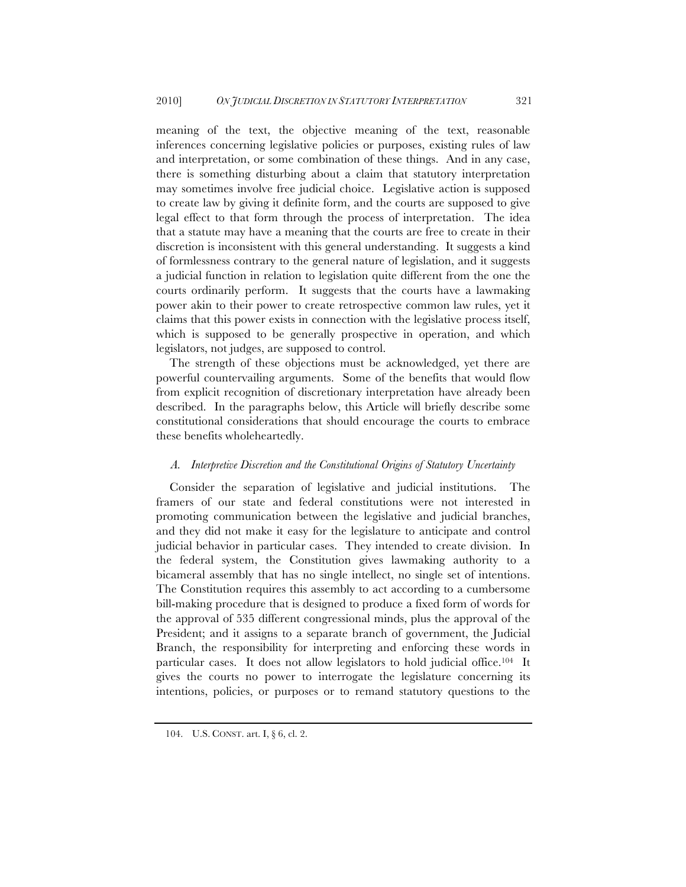meaning of the text, the objective meaning of the text, reasonable inferences concerning legislative policies or purposes, existing rules of law and interpretation, or some combination of these things. And in any case, there is something disturbing about a claim that statutory interpretation may sometimes involve free judicial choice. Legislative action is supposed to create law by giving it definite form, and the courts are supposed to give legal effect to that form through the process of interpretation. The idea that a statute may have a meaning that the courts are free to create in their discretion is inconsistent with this general understanding. It suggests a kind of formlessness contrary to the general nature of legislation, and it suggests a judicial function in relation to legislation quite different from the one the courts ordinarily perform. It suggests that the courts have a lawmaking power akin to their power to create retrospective common law rules, yet it claims that this power exists in connection with the legislative process itself, which is supposed to be generally prospective in operation, and which legislators, not judges, are supposed to control.

The strength of these objections must be acknowledged, yet there are powerful countervailing arguments. Some of the benefits that would flow from explicit recognition of discretionary interpretation have already been described. In the paragraphs below, this Article will briefly describe some constitutional considerations that should encourage the courts to embrace these benefits wholeheartedly.

### *A. Interpretive Discretion and the Constitutional Origins of Statutory Uncertainty*

Consider the separation of legislative and judicial institutions. The framers of our state and federal constitutions were not interested in promoting communication between the legislative and judicial branches, and they did not make it easy for the legislature to anticipate and control judicial behavior in particular cases. They intended to create division. In the federal system, the Constitution gives lawmaking authority to a bicameral assembly that has no single intellect, no single set of intentions. The Constitution requires this assembly to act according to a cumbersome bill-making procedure that is designed to produce a fixed form of words for the approval of 535 different congressional minds, plus the approval of the President; and it assigns to a separate branch of government, the Judicial Branch, the responsibility for interpreting and enforcing these words in particular cases. It does not allow legislators to hold judicial office.[104] It gives the courts no power to interrogate the legislature concerning its intentions, policies, or purposes or to remand statutory questions to the

104. U.S. CONST. art. I, § 6, cl. 2.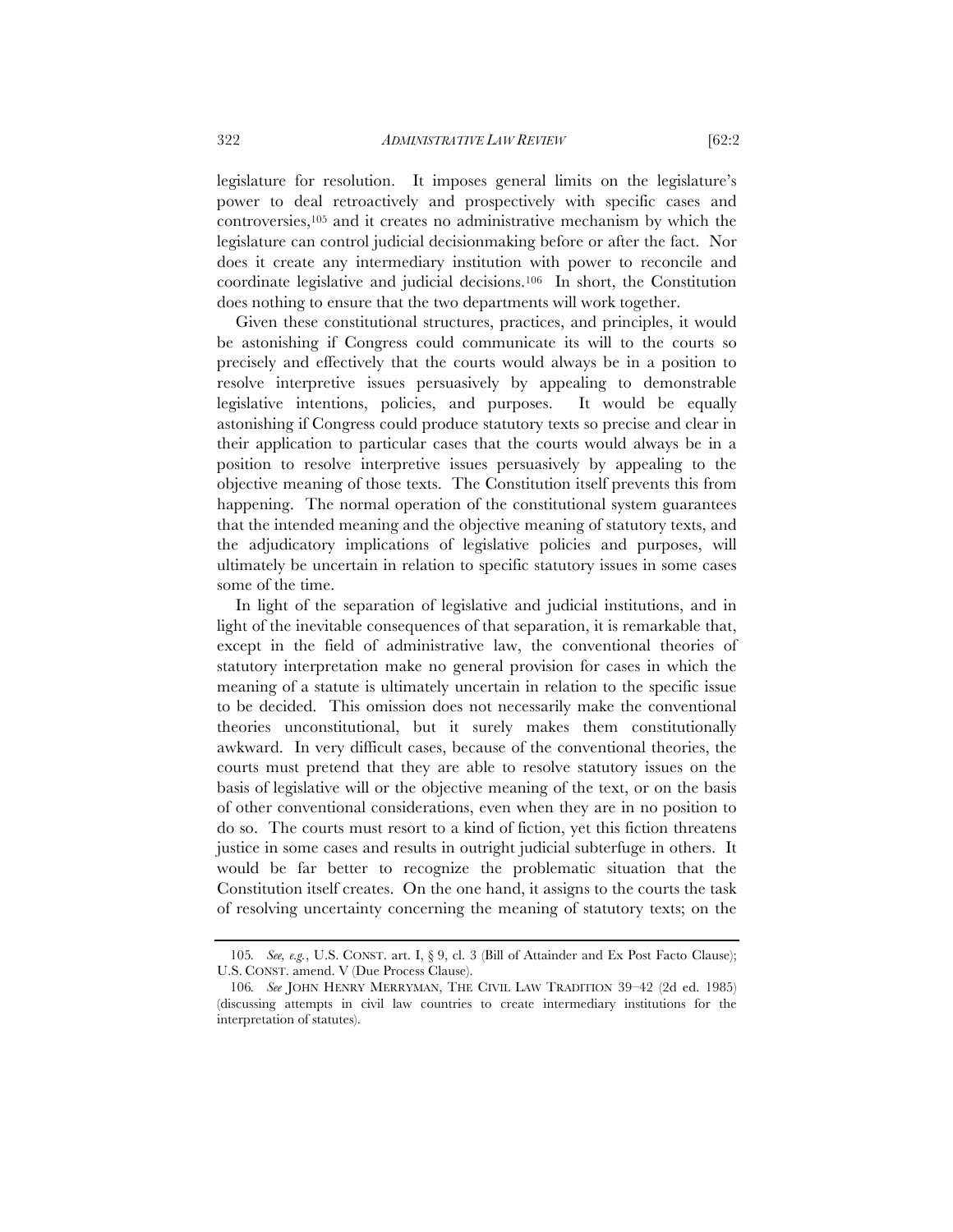legislature for resolution. It imposes general limits on the legislature's power to deal retroactively and prospectively with specific cases and controversies,[105] and it creates no administrative mechanism by which the legislature can control judicial decisionmaking before or after the fact. Nor does it create any intermediary institution with power to reconcile and coordinate legislative and judicial decisions.[106] In short, the Constitution does nothing to ensure that the two departments will work together.

Given these constitutional structures, practices, and principles, it would be astonishing if Congress could communicate its will to the courts so precisely and effectively that the courts would always be in a position to resolve interpretive issues persuasively by appealing to demonstrable legislative intentions, policies, and purposes. It would be equally astonishing if Congress could produce statutory texts so precise and clear in their application to particular cases that the courts would always be in a position to resolve interpretive issues persuasively by appealing to the objective meaning of those texts. The Constitution itself prevents this from happening. The normal operation of the constitutional system guarantees that the intended meaning and the objective meaning of statutory texts, and the adjudicatory implications of legislative policies and purposes, will ultimately be uncertain in relation to specific statutory issues in some cases some of the time.

In light of the separation of legislative and judicial institutions, and in light of the inevitable consequences of that separation, it is remarkable that, except in the field of administrative law, the conventional theories of statutory interpretation make no general provision for cases in which the meaning of a statute is ultimately uncertain in relation to the specific issue to be decided. This omission does not necessarily make the conventional theories unconstitutional, but it surely makes them constitutionally awkward. In very difficult cases, because of the conventional theories, the courts must pretend that they are able to resolve statutory issues on the basis of legislative will or the objective meaning of the text, or on the basis of other conventional considerations, even when they are in no position to do so. The courts must resort to a kind of fiction, yet this fiction threatens justice in some cases and results in outright judicial subterfuge in others. It would be far better to recognize the problematic situation that the Constitution itself creates. On the one hand, it assigns to the courts the task of resolving uncertainty concerning the meaning of statutory texts; on the

---

105. *See, e.g.*, U.S. CONST. art. I, § 9, cl. 3 (Bill of Attainder and Ex Post Facto Clause); U.S. CONST. amend. V (Due Process Clause).

106. *See* JOHN HENRY MERRYMAN, THE CIVIL LAW TRADITION 39–42 (2d ed. 1985) (discussing attempts in civil law countries to create intermediary institutions for the interpretation of statutes).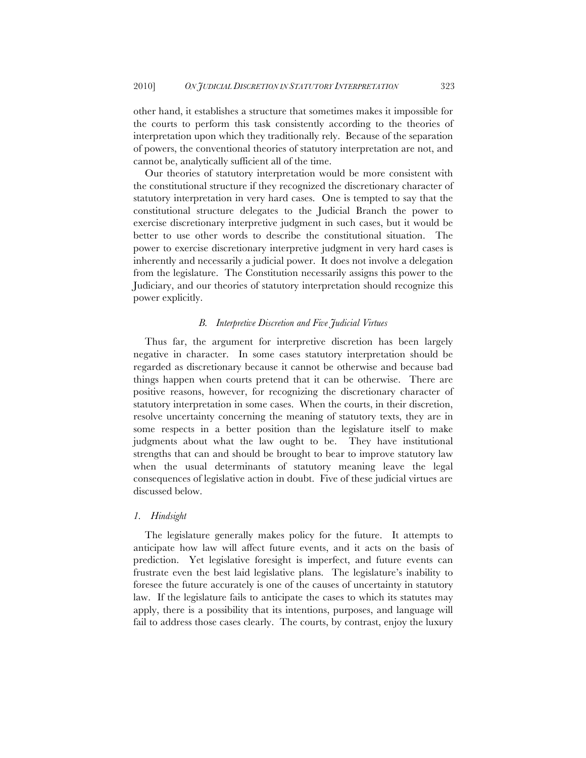other hand, it establishes a structure that sometimes makes it impossible for the courts to perform this task consistently according to the theories of interpretation upon which they traditionally rely. Because of the separation of powers, the conventional theories of statutory interpretation are not, and cannot be, analytically sufficient all of the time.

Our theories of statutory interpretation would be more consistent with the constitutional structure if they recognized the discretionary character of statutory interpretation in very hard cases. One is tempted to say that the constitutional structure delegates to the Judicial Branch the power to exercise discretionary interpretive judgment in such cases, but it would be better to use other words to describe the constitutional situation. The power to exercise discretionary interpretive judgment in very hard cases is inherently and necessarily a judicial power. It does not involve a delegation from the legislature. The Constitution necessarily assigns this power to the Judiciary, and our theories of statutory interpretation should recognize this power explicitly.

### *B. Interpretive Discretion and Five Judicial Virtues*

Thus far, the argument for interpretive discretion has been largely negative in character. In some cases statutory interpretation should be regarded as discretionary because it cannot be otherwise and because bad things happen when courts pretend that it can be otherwise. There are positive reasons, however, for recognizing the discretionary character of statutory interpretation in some cases. When the courts, in their discretion, resolve uncertainty concerning the meaning of statutory texts, they are in some respects in a better position than the legislature itself to make judgments about what the law ought to be. They have institutional strengths that can and should be brought to bear to improve statutory law when the usual determinants of statutory meaning leave the legal consequences of legislative action in doubt. Five of these judicial virtues are discussed below.

#### *1. Hindsight*

The legislature generally makes policy for the future. It attempts to anticipate how law will affect future events, and it acts on the basis of prediction. Yet legislative foresight is imperfect, and future events can frustrate even the best laid legislative plans. The legislature's inability to foresee the future accurately is one of the causes of uncertainty in statutory law. If the legislature fails to anticipate the cases to which its statutes may apply, there is a possibility that its intentions, purposes, and language will fail to address those cases clearly. The courts, by contrast, enjoy the luxury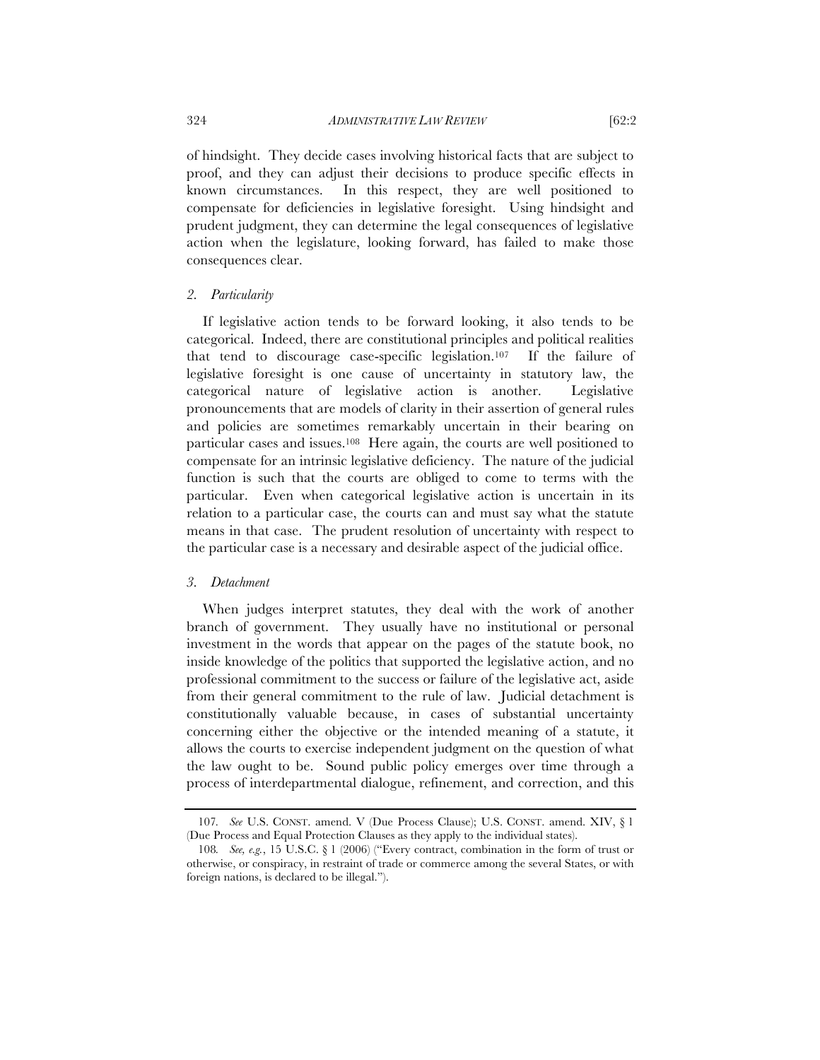of hindsight. They decide cases involving historical facts that are subject to proof, and they can adjust their decisions to produce specific effects in known circumstances. In this respect, they are well positioned to compensate for deficiencies in legislative foresight. Using hindsight and prudent judgment, they can determine the legal consequences of legislative action when the legislature, looking forward, has failed to make those consequences clear.

### *2. Particularity*

If legislative action tends to be forward looking, it also tends to be categorical. Indeed, there are constitutional principles and political realities that tend to discourage case-specific legislation.[107] If the failure of legislative foresight is one cause of uncertainty in statutory law, the categorical nature of legislative action is another. Legislative pronouncements that are models of clarity in their assertion of general rules and policies are sometimes remarkably uncertain in their bearing on particular cases and issues.[108] Here again, the courts are well positioned to compensate for an intrinsic legislative deficiency. The nature of the judicial function is such that the courts are obliged to come to terms with the particular. Even when categorical legislative action is uncertain in its relation to a particular case, the courts can and must say what the statute means in that case. The prudent resolution of uncertainty with respect to the particular case is a necessary and desirable aspect of the judicial office.

### *3. Detachment*

When judges interpret statutes, they deal with the work of another branch of government. They usually have no institutional or personal investment in the words that appear on the pages of the statute book, no inside knowledge of the politics that supported the legislative action, and no professional commitment to the success or failure of the legislative act, aside from their general commitment to the rule of law. Judicial detachment is constitutionally valuable because, in cases of substantial uncertainty concerning either the objective or the intended meaning of a statute, it allows the courts to exercise independent judgment on the question of what the law ought to be. Sound public policy emerges over time through a process of interdepartmental dialogue, refinement, and correction, and this

---

107. *See* U.S. CONST. amend. V (Due Process Clause); U.S. CONST. amend. XIV, § 1 (Due Process and Equal Protection Clauses as they apply to the individual states).

108. *See, e.g.*, 15 U.S.C. § 1 (2006) ("Every contract, combination in the form of trust or otherwise, or conspiracy, in restraint of trade or commerce among the several States, or with foreign nations, is declared to be illegal.").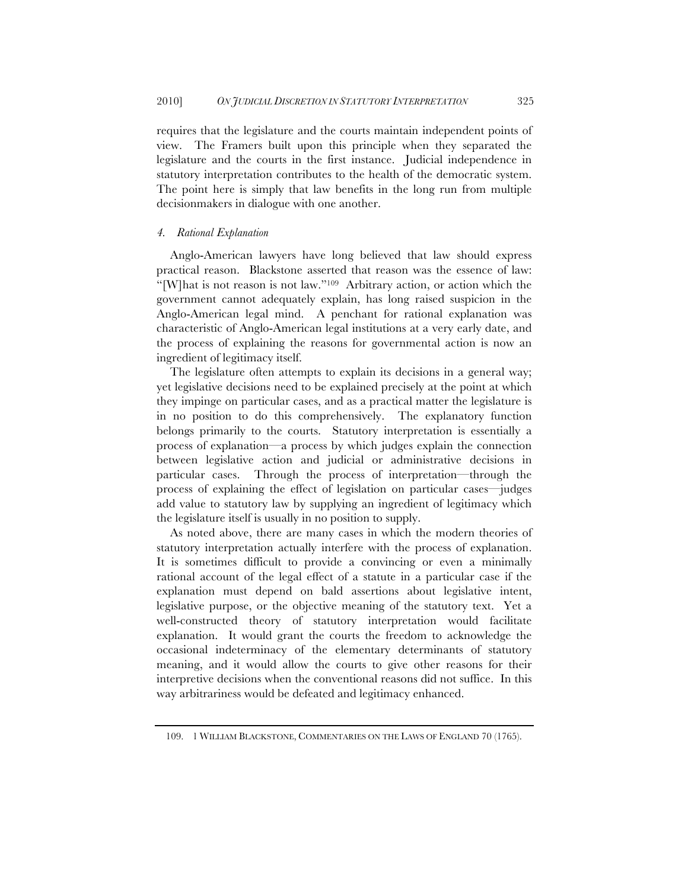requires that the legislature and the courts maintain independent points of view. The Framers built upon this principle when they separated the legislature and the courts in the first instance. Judicial independence in statutory interpretation contributes to the health of the democratic system. The point here is simply that law benefits in the long run from multiple decisionmakers in dialogue with one another.

#### *4. Rational Explanation*

Anglo-American lawyers have long believed that law should express practical reason. Blackstone asserted that reason was the essence of law: "[W]hat is not reason is not law."[109] Arbitrary action, or action which the government cannot adequately explain, has long raised suspicion in the Anglo-American legal mind. A penchant for rational explanation was characteristic of Anglo-American legal institutions at a very early date, and the process of explaining the reasons for governmental action is now an ingredient of legitimacy itself.

The legislature often attempts to explain its decisions in a general way; yet legislative decisions need to be explained precisely at the point at which they impinge on particular cases, and as a practical matter the legislature is in no position to do this comprehensively. The explanatory function belongs primarily to the courts. Statutory interpretation is essentially a process of explanation—a process by which judges explain the connection between legislative action and judicial or administrative decisions in particular cases. Through the process of interpretation—through the process of explaining the effect of legislation on particular cases—judges add value to statutory law by supplying an ingredient of legitimacy which the legislature itself is usually in no position to supply.

As noted above, there are many cases in which the modern theories of statutory interpretation actually interfere with the process of explanation. It is sometimes difficult to provide a convincing or even a minimally rational account of the legal effect of a statute in a particular case if the explanation must depend on bald assertions about legislative intent, legislative purpose, or the objective meaning of the statutory text. Yet a well-constructed theory of statutory interpretation would facilitate explanation. It would grant the courts the freedom to acknowledge the occasional indeterminacy of the elementary determinants of statutory meaning, and it would allow the courts to give other reasons for their interpretive decisions when the conventional reasons did not suffice. In this way arbitrariness would be defeated and legitimacy enhanced.

---

109. 1 WILLIAM BLACKSTONE, COMMENTARIES ON THE LAWS OF ENGLAND 70 (1765).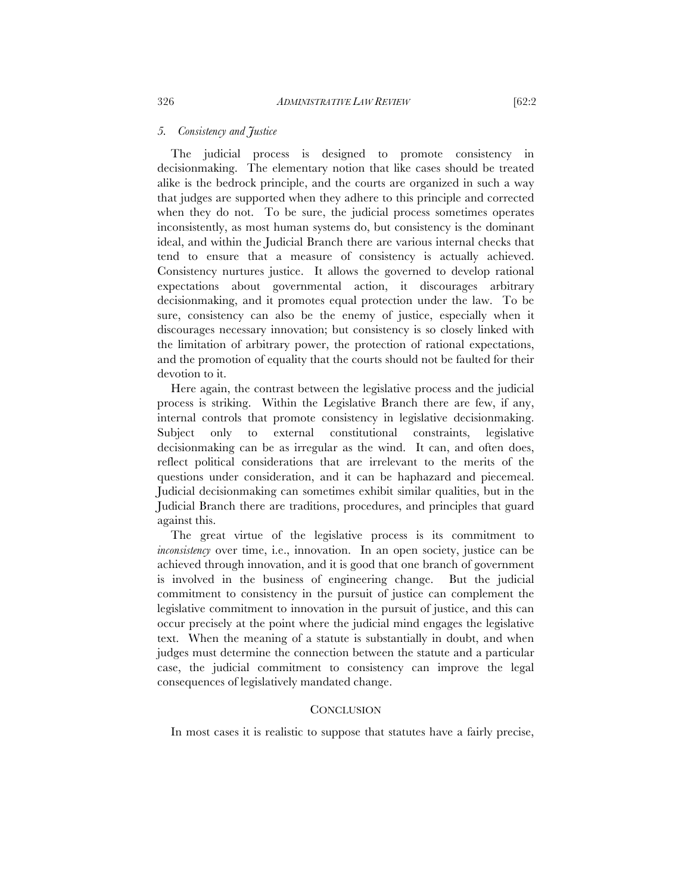### *5. Consistency and Justice*

The judicial process is designed to promote consistency in decisionmaking. The elementary notion that like cases should be treated alike is the bedrock principle, and the courts are organized in such a way that judges are supported when they adhere to this principle and corrected when they do not. To be sure, the judicial process sometimes operates inconsistently, as most human systems do, but consistency is the dominant ideal, and within the Judicial Branch there are various internal checks that tend to ensure that a measure of consistency is actually achieved. Consistency nurtures justice. It allows the governed to develop rational expectations about governmental action, it discourages arbitrary decisionmaking, and it promotes equal protection under the law. To be sure, consistency can also be the enemy of justice, especially when it discourages necessary innovation; but consistency is so closely linked with the limitation of arbitrary power, the protection of rational expectations, and the promotion of equality that the courts should not be faulted for their devotion to it.

Here again, the contrast between the legislative process and the judicial process is striking. Within the Legislative Branch there are few, if any, internal controls that promote consistency in legislative decisionmaking. Subject only to external constitutional constraints, legislative decisionmaking can be as irregular as the wind. It can, and often does, reflect political considerations that are irrelevant to the merits of the questions under consideration, and it can be haphazard and piecemeal. Judicial decisionmaking can sometimes exhibit similar qualities, but in the Judicial Branch there are traditions, procedures, and principles that guard against this.

The great virtue of the legislative process is its commitment to *inconsistency* over time, i.e., innovation. In an open society, justice can be achieved through innovation, and it is good that one branch of government is involved in the business of engineering change. But the judicial commitment to consistency in the pursuit of justice can complement the legislative commitment to innovation in the pursuit of justice, and this can occur precisely at the point where the judicial mind engages the legislative text. When the meaning of a statute is substantially in doubt, and when judges must determine the connection between the statute and a particular case, the judicial commitment to consistency can improve the legal consequences of legislatively mandated change.

## CONCLUSION

In most cases it is realistic to suppose that statutes have a fairly precise,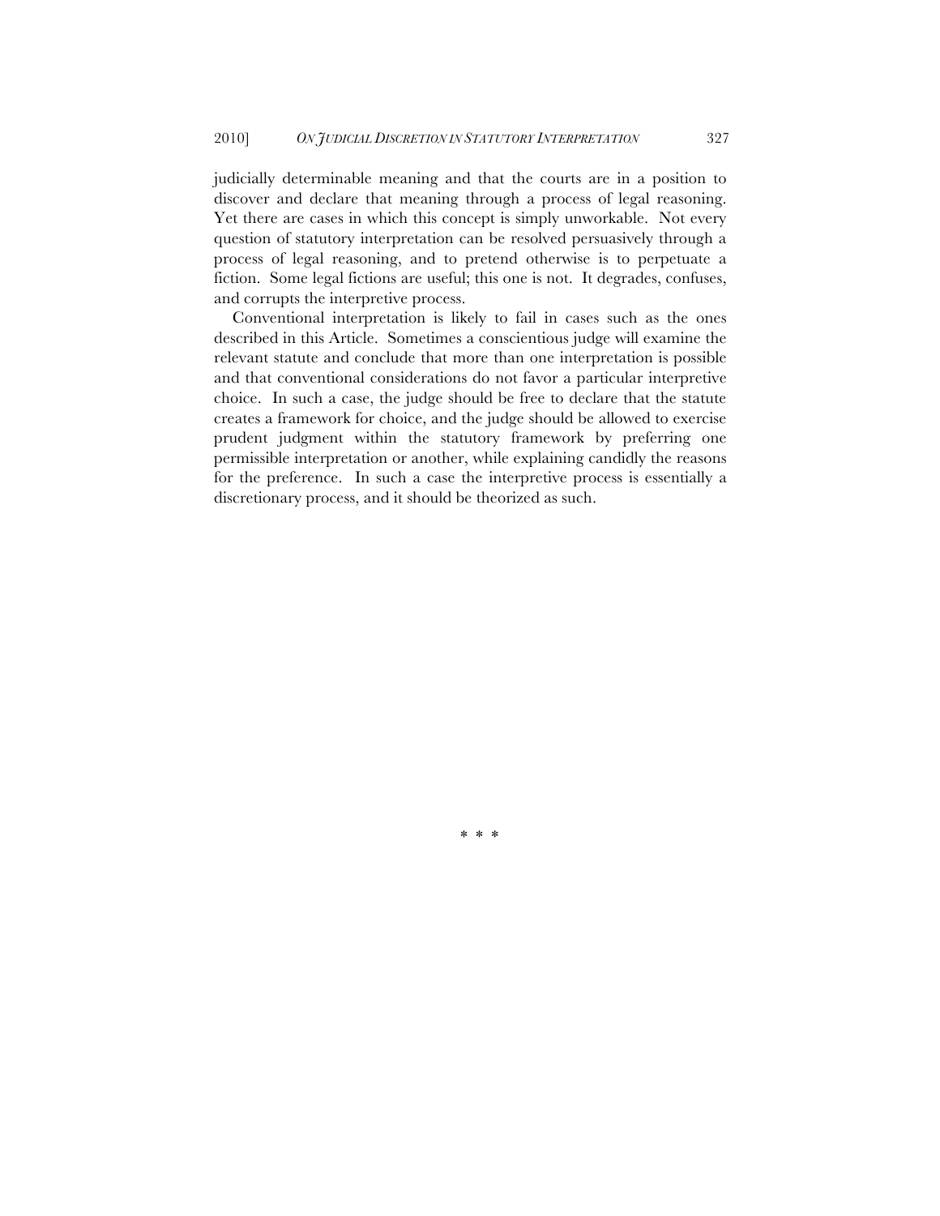judicially determinable meaning and that the courts are in a position to discover and declare that meaning through a process of legal reasoning. Yet there are cases in which this concept is simply unworkable. Not every question of statutory interpretation can be resolved persuasively through a process of legal reasoning, and to pretend otherwise is to perpetuate a fiction. Some legal fictions are useful; this one is not. It degrades, confuses, and corrupts the interpretive process.

Conventional interpretation is likely to fail in cases such as the ones described in this Article. Sometimes a conscientious judge will examine the relevant statute and conclude that more than one interpretation is possible and that conventional considerations do not favor a particular interpretive choice. In such a case, the judge should be free to declare that the statute creates a framework for choice, and the judge should be allowed to exercise prudent judgment within the statutory framework by preferring one permissible interpretation or another, while explaining candidly the reasons for the preference. In such a case the interpretive process is essentially a discretionary process, and it should be theorized as such.

\* \* \*